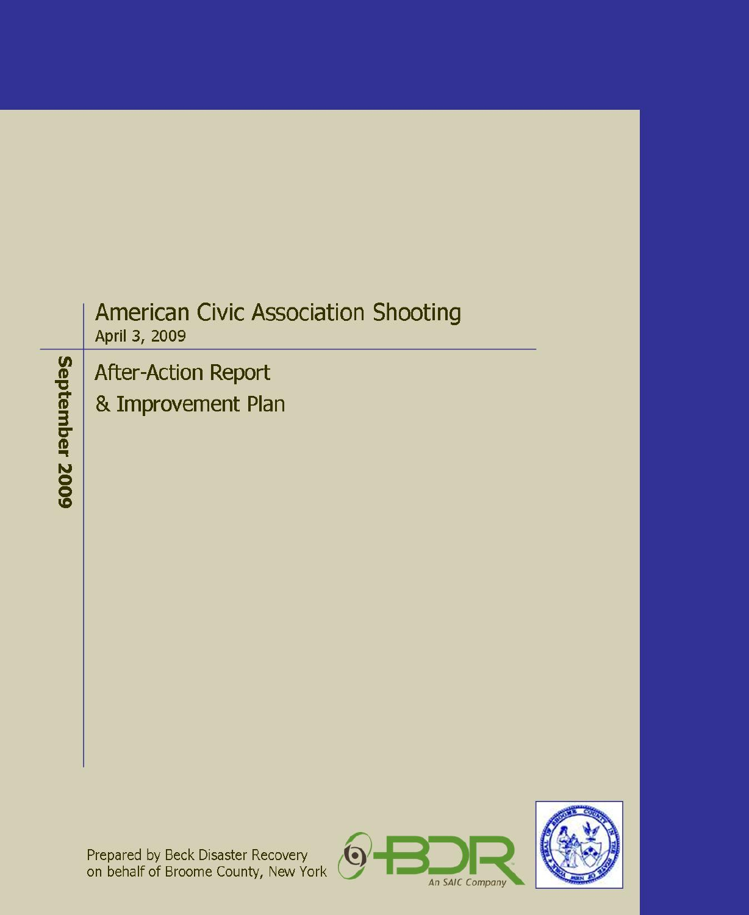# American Civic Association Shooting

April 3, 2009

September 2009

## After-Action Report & Improvement Plan

Prepared by Beck Disaster Recovery on behalf of Broome County, New York

BDR An SAIC Company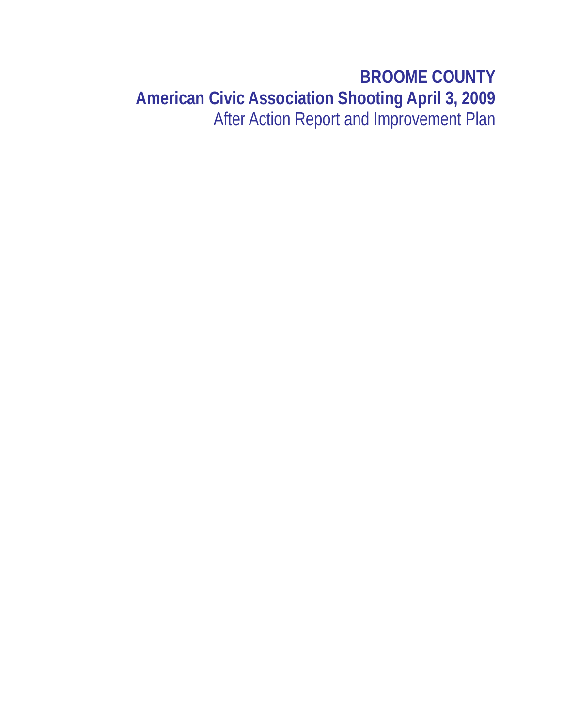# BROOME COUNTY

## American Civic Association Shooting April 3, 2009

After Action Report and Improvement Plan

---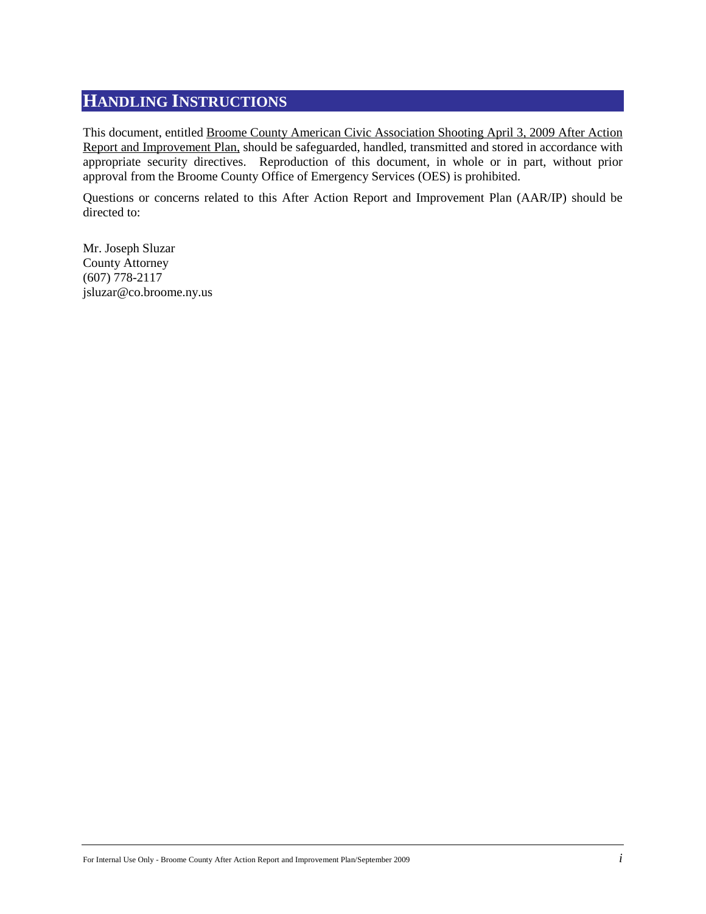# HANDLING INSTRUCTIONS

This document, entitled Broome County American Civic Association Shooting April 3, 2009 After Action Report and Improvement Plan, should be safeguarded, handled, transmitted and stored in accordance with appropriate security directives. Reproduction of this document, in whole or in part, without prior approval from the Broome County Office of Emergency Services (OES) is prohibited.

Questions or concerns related to this After Action Report and Improvement Plan (AAR/IP) should be directed to:

Mr. Joseph Sluzar
County Attorney
(607) 778-2117
jsluzar@co.broome.ny.us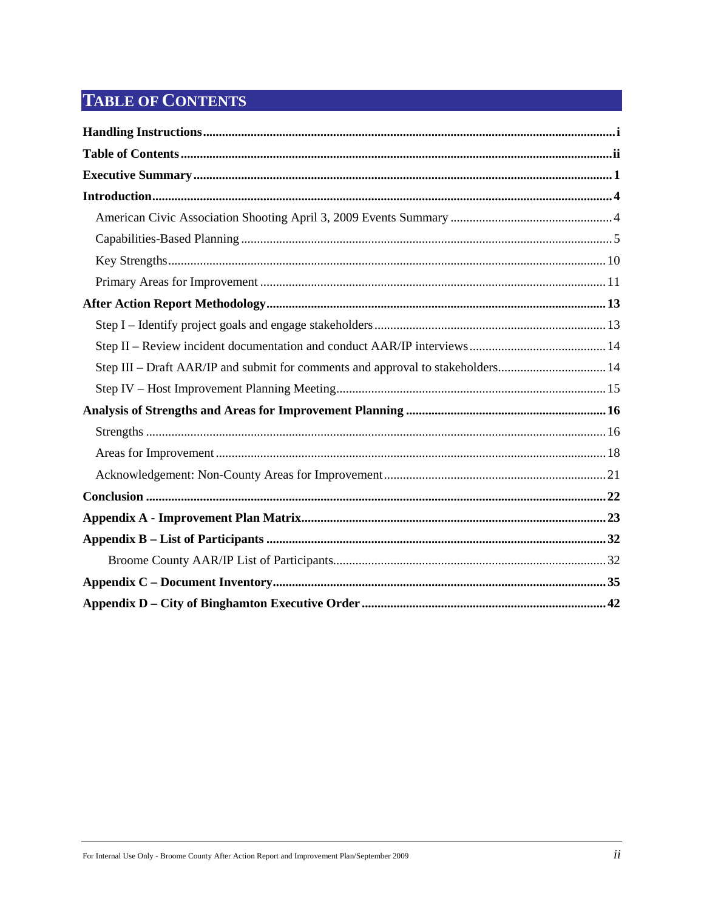# TABLE OF CONTENTS

**Handling Instructions** .......... **i**

**Table of Contents** .......... **ii**

**Executive Summary** .......... **1**

**Introduction** .......... **4**

- American Civic Association Shooting April 3, 2009 Events Summary .......... 4
- Capabilities-Based Planning .......... 5
- Key Strengths .......... 10
- Primary Areas for Improvement .......... 11

**After Action Report Methodology** .......... **13**

- Step I – Identify project goals and engage stakeholders .......... 13
- Step II – Review incident documentation and conduct AAR/IP interviews .......... 14
- Step III – Draft AAR/IP and submit for comments and approval to stakeholders .......... 14
- Step IV – Host Improvement Planning Meeting .......... 15

**Analysis of Strengths and Areas for Improvement Planning** .......... **16**

- Strengths .......... 16
- Areas for Improvement .......... 18
- Acknowledgement: Non-County Areas for Improvement .......... 21

**Conclusion** .......... **22**

**Appendix A - Improvement Plan Matrix** .......... **23**

**Appendix B – List of Participants** .......... **32**

- Broome County AAR/IP List of Participants .......... 32

**Appendix C – Document Inventory** .......... **35**

**Appendix D – City of Binghamton Executive Order** .......... **42**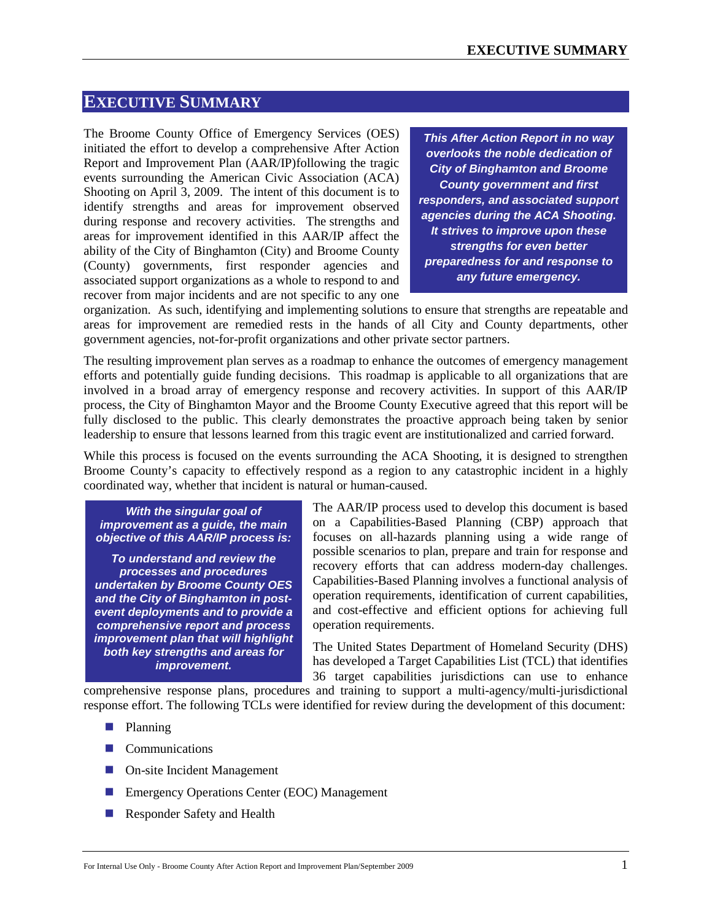# EXECUTIVE SUMMARY

The Broome County Office of Emergency Services (OES) initiated the effort to develop a comprehensive After Action Report and Improvement Plan (AAR/IP)following the tragic events surrounding the American Civic Association (ACA) Shooting on April 3, 2009. The intent of this document is to identify strengths and areas for improvement observed during response and recovery activities. The strengths and areas for improvement identified in this AAR/IP affect the ability of the City of Binghamton (City) and Broome County (County) governments, first responder agencies and associated support organizations as a whole to respond to and recover from major incidents and are not specific to any one organization. As such, identifying and implementing solutions to ensure that strengths are repeatable and areas for improvement are remedied rests in the hands of all City and County departments, other government agencies, not-for-profit organizations and other private sector partners.

> ***This After Action Report in no way overlooks the noble dedication of City of Binghamton and Broome County government and first responders, and associated support agencies during the ACA Shooting. It strives to improve upon these strengths for even better preparedness for and response to any future emergency.***

The resulting improvement plan serves as a roadmap to enhance the outcomes of emergency management efforts and potentially guide funding decisions. This roadmap is applicable to all organizations that are involved in a broad array of emergency response and recovery activities. In support of this AAR/IP process, the City of Binghamton Mayor and the Broome County Executive agreed that this report will be fully disclosed to the public. This clearly demonstrates the proactive approach being taken by senior leadership to ensure that lessons learned from this tragic event are institutionalized and carried forward.

While this process is focused on the events surrounding the ACA Shooting, it is designed to strengthen Broome County's capacity to effectively respond as a region to any catastrophic incident in a highly coordinated way, whether that incident is natural or human-caused.

> ***With the singular goal of improvement as a guide, the main objective of this AAR/IP process is:***
>
> ***To understand and review the processes and procedures undertaken by Broome County OES and the City of Binghamton in post-event deployments and to provide a comprehensive report and process improvement plan that will highlight both key strengths and areas for improvement.***

The AAR/IP process used to develop this document is based on a Capabilities-Based Planning (CBP) approach that focuses on all-hazards planning using a wide range of possible scenarios to plan, prepare and train for response and recovery efforts that can address modern-day challenges. Capabilities-Based Planning involves a functional analysis of operation requirements, identification of current capabilities, and cost-effective and efficient options for achieving full operation requirements.

The United States Department of Homeland Security (DHS) has developed a Target Capabilities List (TCL) that identifies 36 target capabilities jurisdictions can use to enhance comprehensive response plans, procedures and training to support a multi-agency/multi-jurisdictional response effort. The following TCLs were identified for review during the development of this document:

- Planning
- Communications
- On-site Incident Management
- Emergency Operations Center (EOC) Management
- Responder Safety and Health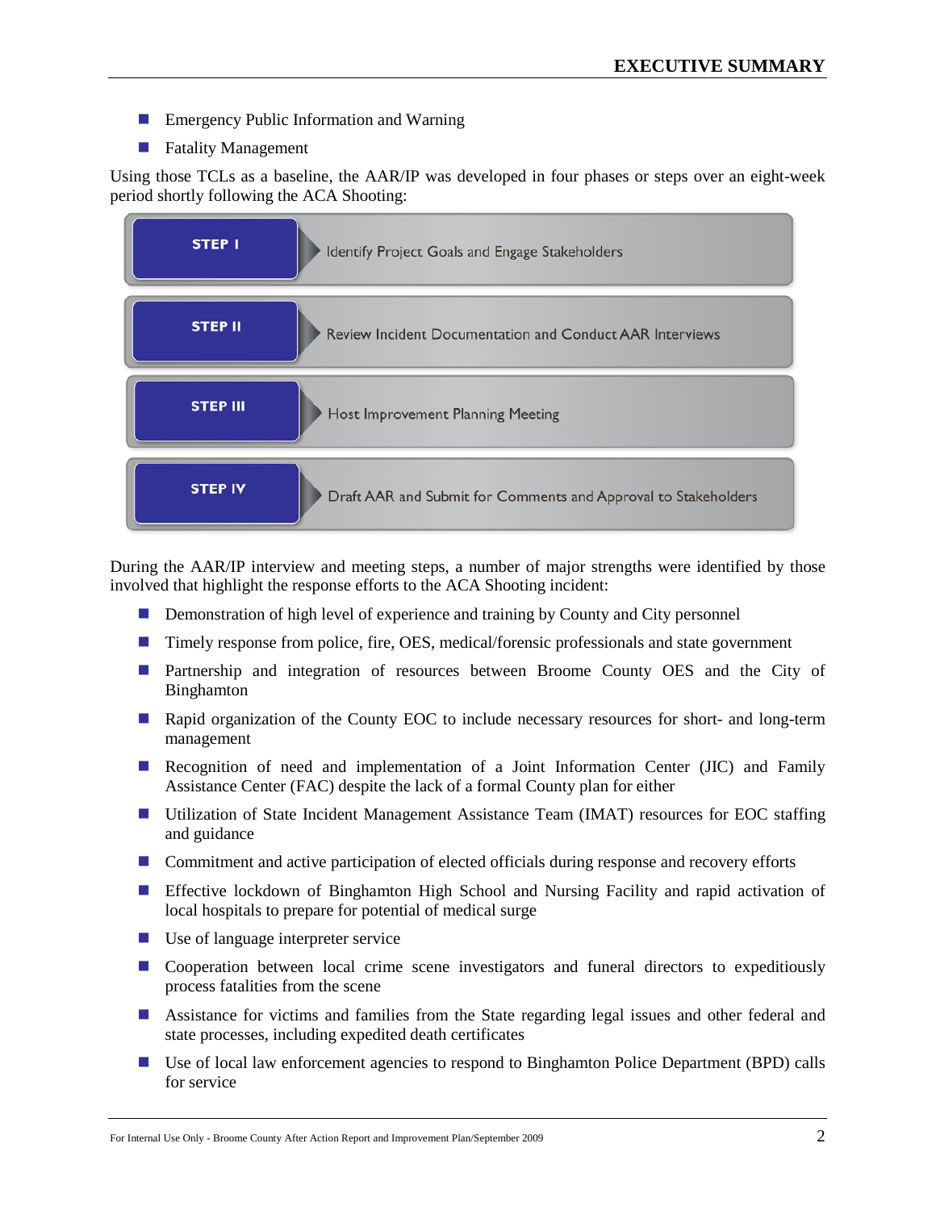- Emergency Public Information and Warning
- Fatality Management

Using those TCLs as a baseline, the AAR/IP was developed in four phases or steps over an eight-week period shortly following the ACA Shooting:

| | |
|---|---|
| **STEP I** | Identify Project Goals and Engage Stakeholders |
| **STEP II** | Review Incident Documentation and Conduct AAR Interviews |
| **STEP III** | Host Improvement Planning Meeting |
| **STEP IV** | Draft AAR and Submit for Comments and Approval to Stakeholders |

During the AAR/IP interview and meeting steps, a number of major strengths were identified by those involved that highlight the response efforts to the ACA Shooting incident:

- Demonstration of high level of experience and training by County and City personnel
- Timely response from police, fire, OES, medical/forensic professionals and state government
- Partnership and integration of resources between Broome County OES and the City of Binghamton
- Rapid organization of the County EOC to include necessary resources for short- and long-term management
- Recognition of need and implementation of a Joint Information Center (JIC) and Family Assistance Center (FAC) despite the lack of a formal County plan for either
- Utilization of State Incident Management Assistance Team (IMAT) resources for EOC staffing and guidance
- Commitment and active participation of elected officials during response and recovery efforts
- Effective lockdown of Binghamton High School and Nursing Facility and rapid activation of local hospitals to prepare for potential of medical surge
- Use of language interpreter service
- Cooperation between local crime scene investigators and funeral directors to expeditiously process fatalities from the scene
- Assistance for victims and families from the State regarding legal issues and other federal and state processes, including expedited death certificates
- Use of local law enforcement agencies to respond to Binghamton Police Department (BPD) calls for service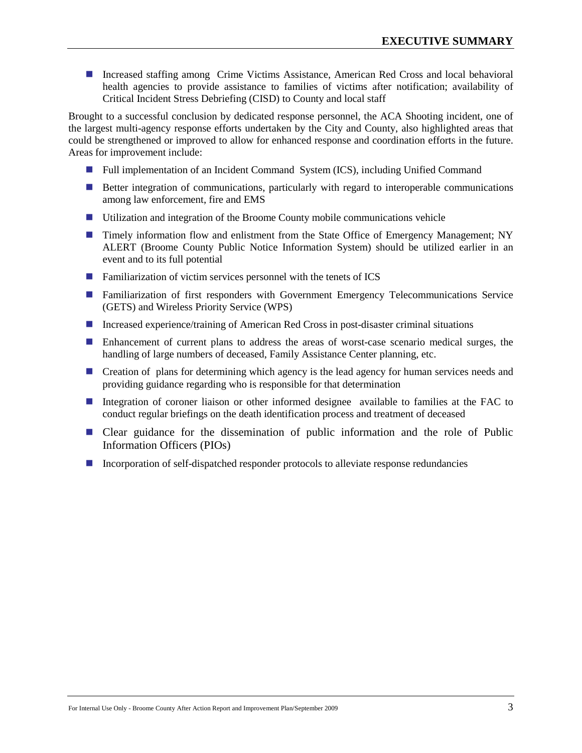- Increased staffing among Crime Victims Assistance, American Red Cross and local behavioral health agencies to provide assistance to families of victims after notification; availability of Critical Incident Stress Debriefing (CISD) to County and local staff

Brought to a successful conclusion by dedicated response personnel, the ACA Shooting incident, one of the largest multi-agency response efforts undertaken by the City and County, also highlighted areas that could be strengthened or improved to allow for enhanced response and coordination efforts in the future. Areas for improvement include:

- Full implementation of an Incident Command System (ICS), including Unified Command
- Better integration of communications, particularly with regard to interoperable communications among law enforcement, fire and EMS
- Utilization and integration of the Broome County mobile communications vehicle
- Timely information flow and enlistment from the State Office of Emergency Management; NY ALERT (Broome County Public Notice Information System) should be utilized earlier in an event and to its full potential
- Familiarization of victim services personnel with the tenets of ICS
- Familiarization of first responders with Government Emergency Telecommunications Service (GETS) and Wireless Priority Service (WPS)
- Increased experience/training of American Red Cross in post-disaster criminal situations
- Enhancement of current plans to address the areas of worst-case scenario medical surges, the handling of large numbers of deceased, Family Assistance Center planning, etc.
- Creation of plans for determining which agency is the lead agency for human services needs and providing guidance regarding who is responsible for that determination
- Integration of coroner liaison or other informed designee available to families at the FAC to conduct regular briefings on the death identification process and treatment of deceased
- Clear guidance for the dissemination of public information and the role of Public Information Officers (PIOs)
- Incorporation of self-dispatched responder protocols to alleviate response redundancies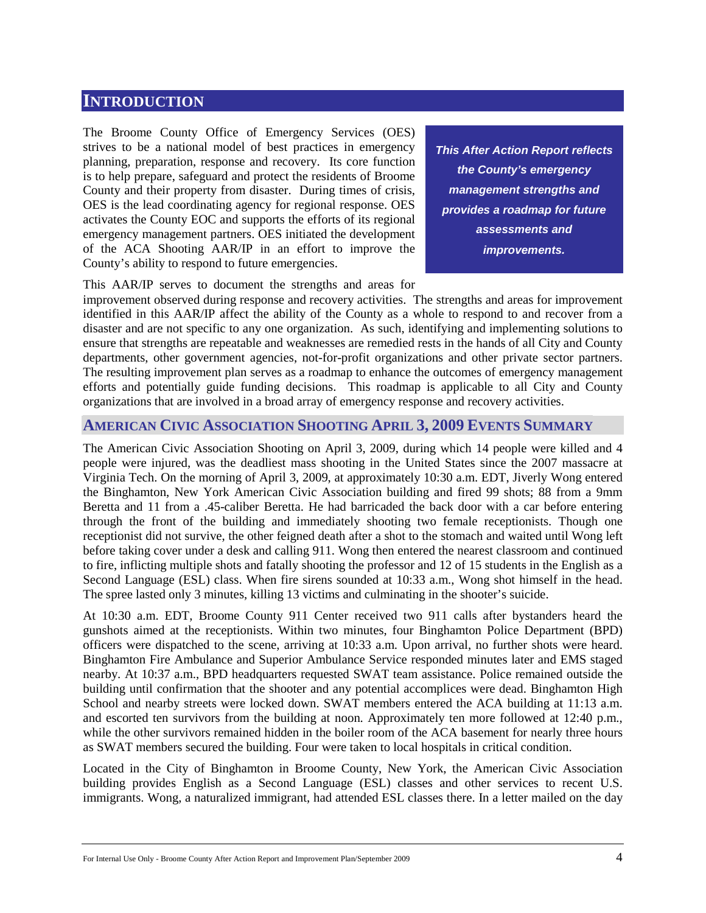# INTRODUCTION

The Broome County Office of Emergency Services (OES) strives to be a national model of best practices in emergency planning, preparation, response and recovery. Its core function is to help prepare, safeguard and protect the residents of Broome County and their property from disaster. During times of crisis, OES is the lead coordinating agency for regional response. OES activates the County EOC and supports the efforts of its regional emergency management partners. OES initiated the development of the ACA Shooting AAR/IP in an effort to improve the County's ability to respond to future emergencies.

***This After Action Report reflects the County's emergency management strengths and provides a roadmap for future assessments and improvements.***

This AAR/IP serves to document the strengths and areas for improvement observed during response and recovery activities. The strengths and areas for improvement identified in this AAR/IP affect the ability of the County as a whole to respond to and recover from a disaster and are not specific to any one organization. As such, identifying and implementing solutions to ensure that strengths are repeatable and weaknesses are remedied rests in the hands of all City and County departments, other government agencies, not-for-profit organizations and other private sector partners. The resulting improvement plan serves as a roadmap to enhance the outcomes of emergency management efforts and potentially guide funding decisions. This roadmap is applicable to all City and County organizations that are involved in a broad array of emergency response and recovery activities.

## AMERICAN CIVIC ASSOCIATION SHOOTING APRIL 3, 2009 EVENTS SUMMARY

The American Civic Association Shooting on April 3, 2009, during which 14 people were killed and 4 people were injured, was the deadliest mass shooting in the United States since the 2007 massacre at Virginia Tech. On the morning of April 3, 2009, at approximately 10:30 a.m. EDT, Jiverly Wong entered the Binghamton, New York American Civic Association building and fired 99 shots; 88 from a 9mm Beretta and 11 from a .45-caliber Beretta. He had barricaded the back door with a car before entering through the front of the building and immediately shooting two female receptionists. Though one receptionist did not survive, the other feigned death after a shot to the stomach and waited until Wong left before taking cover under a desk and calling 911. Wong then entered the nearest classroom and continued to fire, inflicting multiple shots and fatally shooting the professor and 12 of 15 students in the English as a Second Language (ESL) class. When fire sirens sounded at 10:33 a.m., Wong shot himself in the head. The spree lasted only 3 minutes, killing 13 victims and culminating in the shooter's suicide.

At 10:30 a.m. EDT, Broome County 911 Center received two 911 calls after bystanders heard the gunshots aimed at the receptionists. Within two minutes, four Binghamton Police Department (BPD) officers were dispatched to the scene, arriving at 10:33 a.m. Upon arrival, no further shots were heard. Binghamton Fire Ambulance and Superior Ambulance Service responded minutes later and EMS staged nearby. At 10:37 a.m., BPD headquarters requested SWAT team assistance. Police remained outside the building until confirmation that the shooter and any potential accomplices were dead. Binghamton High School and nearby streets were locked down. SWAT members entered the ACA building at 11:13 a.m. and escorted ten survivors from the building at noon. Approximately ten more followed at 12:40 p.m., while the other survivors remained hidden in the boiler room of the ACA basement for nearly three hours as SWAT members secured the building. Four were taken to local hospitals in critical condition.

Located in the City of Binghamton in Broome County, New York, the American Civic Association building provides English as a Second Language (ESL) classes and other services to recent U.S. immigrants. Wong, a naturalized immigrant, had attended ESL classes there. In a letter mailed on the day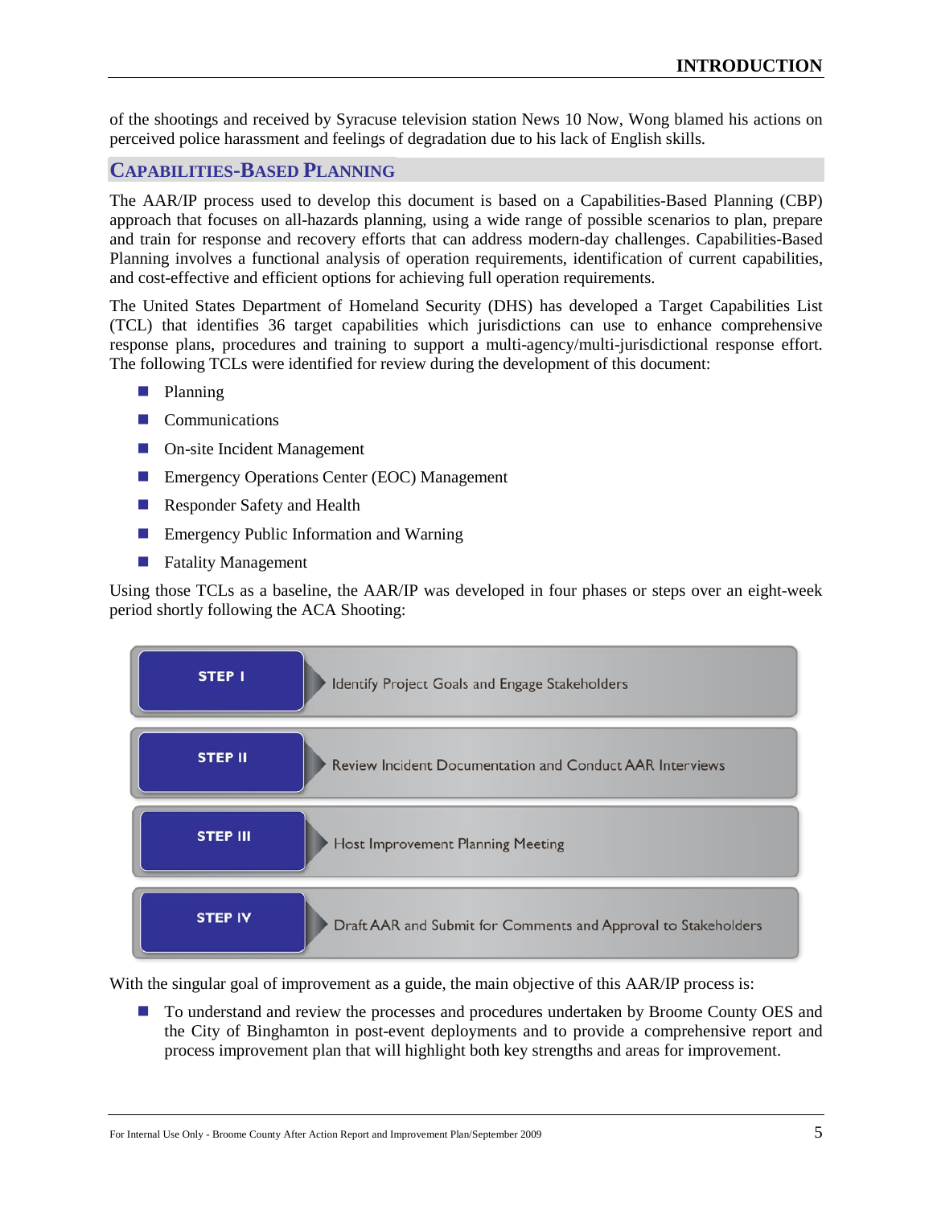of the shootings and received by Syracuse television station News 10 Now, Wong blamed his actions on perceived police harassment and feelings of degradation due to his lack of English skills.

## Capabilities-Based Planning

The AAR/IP process used to develop this document is based on a Capabilities-Based Planning (CBP) approach that focuses on all-hazards planning, using a wide range of possible scenarios to plan, prepare and train for response and recovery efforts that can address modern-day challenges. Capabilities-Based Planning involves a functional analysis of operation requirements, identification of current capabilities, and cost-effective and efficient options for achieving full operation requirements.

The United States Department of Homeland Security (DHS) has developed a Target Capabilities List (TCL) that identifies 36 target capabilities which jurisdictions can use to enhance comprehensive response plans, procedures and training to support a multi-agency/multi-jurisdictional response effort. The following TCLs were identified for review during the development of this document:

- Planning
- Communications
- On-site Incident Management
- Emergency Operations Center (EOC) Management
- Responder Safety and Health
- Emergency Public Information and Warning
- Fatality Management

Using those TCLs as a baseline, the AAR/IP was developed in four phases or steps over an eight-week period shortly following the ACA Shooting:

| | |
|---|---|
| **STEP I** | Identify Project Goals and Engage Stakeholders |
| **STEP II** | Review Incident Documentation and Conduct AAR Interviews |
| **STEP III** | Host Improvement Planning Meeting |
| **STEP IV** | Draft AAR and Submit for Comments and Approval to Stakeholders |

With the singular goal of improvement as a guide, the main objective of this AAR/IP process is:

- To understand and review the processes and procedures undertaken by Broome County OES and the City of Binghamton in post-event deployments and to provide a comprehensive report and process improvement plan that will highlight both key strengths and areas for improvement.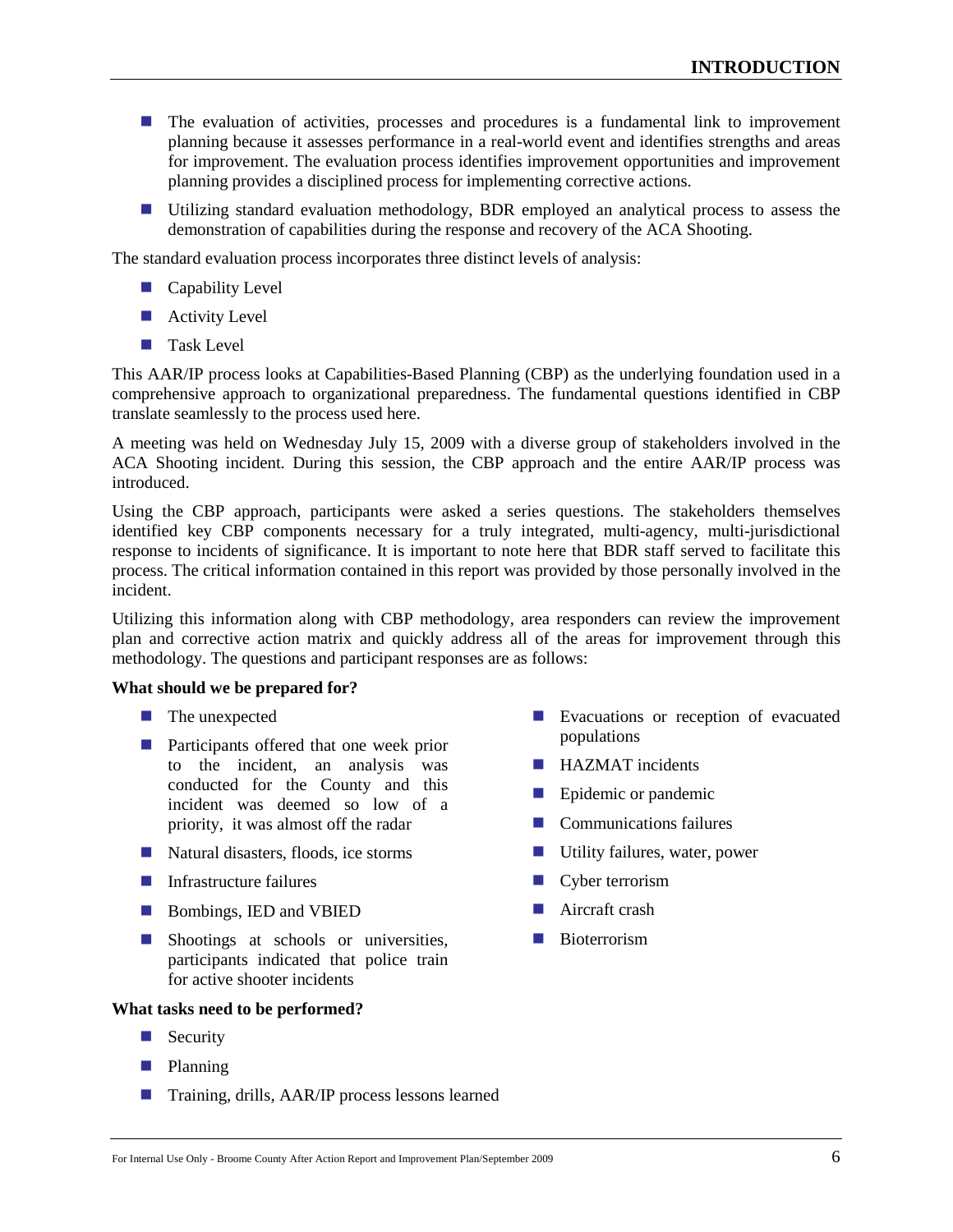- The evaluation of activities, processes and procedures is a fundamental link to improvement planning because it assesses performance in a real-world event and identifies strengths and areas for improvement. The evaluation process identifies improvement opportunities and improvement planning provides a disciplined process for implementing corrective actions.
- Utilizing standard evaluation methodology, BDR employed an analytical process to assess the demonstration of capabilities during the response and recovery of the ACA Shooting.

The standard evaluation process incorporates three distinct levels of analysis:

- Capability Level
- Activity Level
- Task Level

This AAR/IP process looks at Capabilities-Based Planning (CBP) as the underlying foundation used in a comprehensive approach to organizational preparedness. The fundamental questions identified in CBP translate seamlessly to the process used here.

A meeting was held on Wednesday July 15, 2009 with a diverse group of stakeholders involved in the ACA Shooting incident. During this session, the CBP approach and the entire AAR/IP process was introduced.

Using the CBP approach, participants were asked a series questions. The stakeholders themselves identified key CBP components necessary for a truly integrated, multi-agency, multi-jurisdictional response to incidents of significance. It is important to note here that BDR staff served to facilitate this process. The critical information contained in this report was provided by those personally involved in the incident.

Utilizing this information along with CBP methodology, area responders can review the improvement plan and corrective action matrix and quickly address all of the areas for improvement through this methodology. The questions and participant responses are as follows:

**What should we be prepared for?**

- The unexpected
- Participants offered that one week prior to the incident, an analysis was conducted for the County and this incident was deemed so low of a priority, it was almost off the radar
- Natural disasters, floods, ice storms
- Infrastructure failures
- Bombings, IED and VBIED
- Shootings at schools or universities, participants indicated that police train for active shooter incidents
- Evacuations or reception of evacuated populations
- HAZMAT incidents
- Epidemic or pandemic
- Communications failures
- Utility failures, water, power
- Cyber terrorism
- Aircraft crash
- Bioterrorism

**What tasks need to be performed?**

- Security
- Planning
- Training, drills, AAR/IP process lessons learned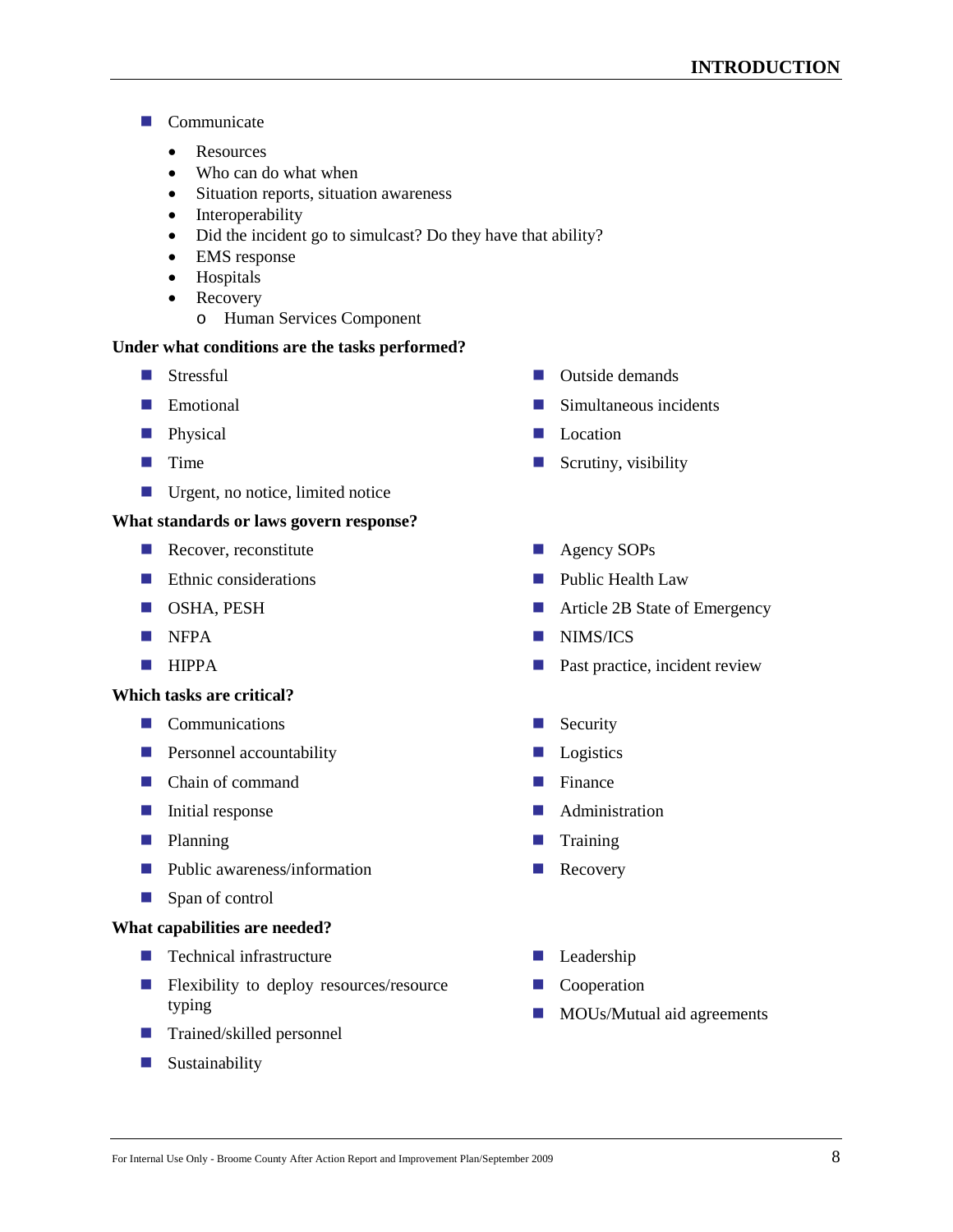- Communicate
  - Resources
  - Who can do what when
  - Situation reports, situation awareness
  - Interoperability
  - Did the incident go to simulcast? Do they have that ability?
  - EMS response
  - Hospitals
  - Recovery
    - Human Services Component

**Under what conditions are the tasks performed?**

- Stressful
- Emotional
- Physical
- Time
- Urgent, no notice, limited notice
- Outside demands
- Simultaneous incidents
- Location
- Scrutiny, visibility

**What standards or laws govern response?**

- Recover, reconstitute
- Ethnic considerations
- OSHA, PESH
- NFPA
- HIPPA
- Agency SOPs
- Public Health Law
- Article 2B State of Emergency
- NIMS/ICS
- Past practice, incident review

**Which tasks are critical?**

- Communications
- Personnel accountability
- Chain of command
- Initial response
- Planning
- Public awareness/information
- Span of control
- Security
- Logistics
- Finance
- Administration
- Training
- Recovery

**What capabilities are needed?**

- Technical infrastructure
- Flexibility to deploy resources/resource typing
- Trained/skilled personnel
- Sustainability
- Leadership
- Cooperation
- MOUs/Mutual aid agreements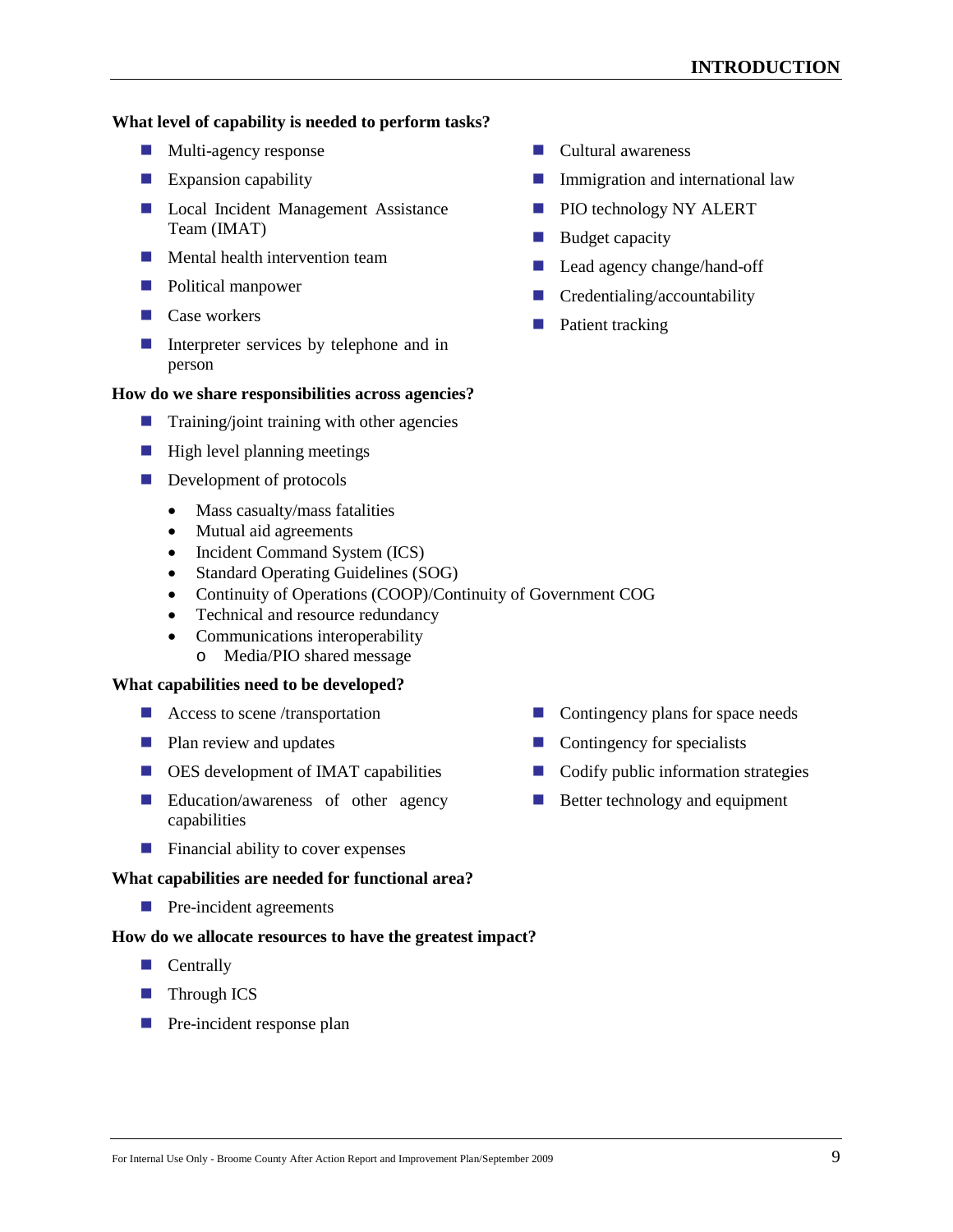**What level of capability is needed to perform tasks?**

- Multi-agency response
- Expansion capability
- Local Incident Management Assistance Team (IMAT)
- Mental health intervention team
- Political manpower
- Case workers
- Interpreter services by telephone and in person
- Cultural awareness
- Immigration and international law
- PIO technology NY ALERT
- Budget capacity
- Lead agency change/hand-off
- Credentialing/accountability
- Patient tracking

**How do we share responsibilities across agencies?**

- Training/joint training with other agencies
- High level planning meetings
- Development of protocols
    - Mass casualty/mass fatalities
    - Mutual aid agreements
    - Incident Command System (ICS)
    - Standard Operating Guidelines (SOG)
    - Continuity of Operations (COOP)/Continuity of Government COG
    - Technical and resource redundancy
    - Communications interoperability
        - Media/PIO shared message

**What capabilities need to be developed?**

- Access to scene /transportation
- Plan review and updates
- OES development of IMAT capabilities
- Education/awareness of other agency capabilities
- Financial ability to cover expenses
- Contingency plans for space needs
- Contingency for specialists
- Codify public information strategies
- Better technology and equipment

**What capabilities are needed for functional area?**

- Pre-incident agreements

**How do we allocate resources to have the greatest impact?**

- Centrally
- Through ICS
- Pre-incident response plan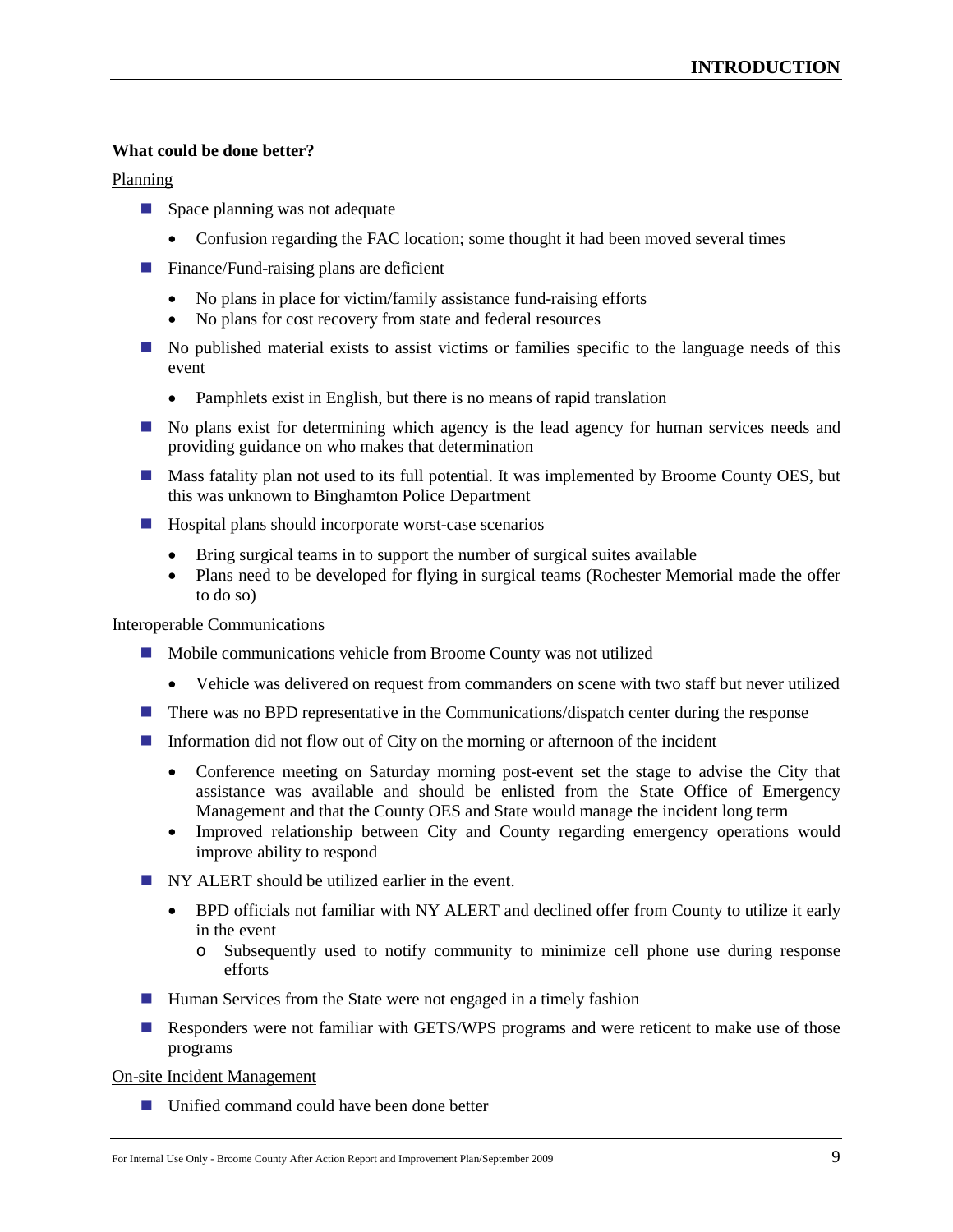**What could be done better?**

Planning

- Space planning was not adequate
    - Confusion regarding the FAC location; some thought it had been moved several times
- Finance/Fund-raising plans are deficient
    - No plans in place for victim/family assistance fund-raising efforts
    - No plans for cost recovery from state and federal resources
- No published material exists to assist victims or families specific to the language needs of this event
    - Pamphlets exist in English, but there is no means of rapid translation
- No plans exist for determining which agency is the lead agency for human services needs and providing guidance on who makes that determination
- Mass fatality plan not used to its full potential. It was implemented by Broome County OES, but this was unknown to Binghamton Police Department
- Hospital plans should incorporate worst-case scenarios
    - Bring surgical teams in to support the number of surgical suites available
    - Plans need to be developed for flying in surgical teams (Rochester Memorial made the offer to do so)

Interoperable Communications

- Mobile communications vehicle from Broome County was not utilized
    - Vehicle was delivered on request from commanders on scene with two staff but never utilized
- There was no BPD representative in the Communications/dispatch center during the response
- Information did not flow out of City on the morning or afternoon of the incident
    - Conference meeting on Saturday morning post-event set the stage to advise the City that assistance was available and should be enlisted from the State Office of Emergency Management and that the County OES and State would manage the incident long term
    - Improved relationship between City and County regarding emergency operations would improve ability to respond
- NY ALERT should be utilized earlier in the event.
    - BPD officials not familiar with NY ALERT and declined offer from County to utilize it early in the event
        - Subsequently used to notify community to minimize cell phone use during response efforts
- Human Services from the State were not engaged in a timely fashion
- Responders were not familiar with GETS/WPS programs and were reticent to make use of those programs

On-site Incident Management

- Unified command could have been done better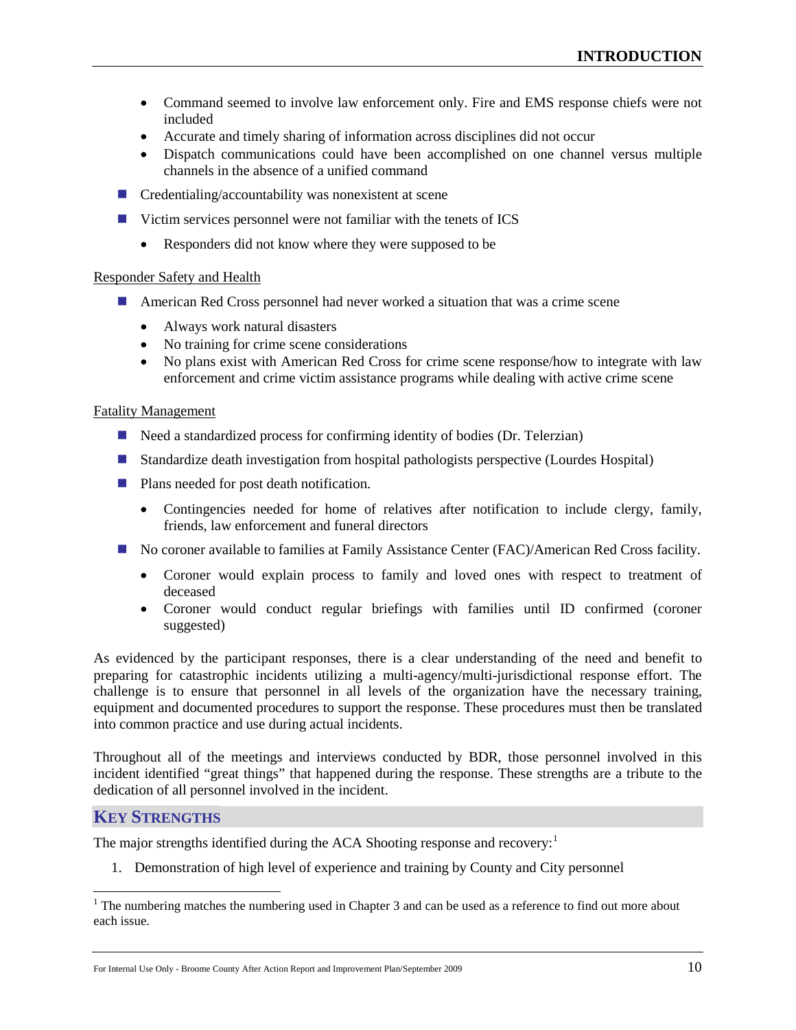- Command seemed to involve law enforcement only. Fire and EMS response chiefs were not included
    - Accurate and timely sharing of information across disciplines did not occur
    - Dispatch communications could have been accomplished on one channel versus multiple channels in the absence of a unified command
- Credentialing/accountability was nonexistent at scene
- Victim services personnel were not familiar with the tenets of ICS
    - Responders did not know where they were supposed to be

Responder Safety and Health

- American Red Cross personnel had never worked a situation that was a crime scene
    - Always work natural disasters
    - No training for crime scene considerations
    - No plans exist with American Red Cross for crime scene response/how to integrate with law enforcement and crime victim assistance programs while dealing with active crime scene

Fatality Management

- Need a standardized process for confirming identity of bodies (Dr. Telerzian)
- Standardize death investigation from hospital pathologists perspective (Lourdes Hospital)
- Plans needed for post death notification.
    - Contingencies needed for home of relatives after notification to include clergy, family, friends, law enforcement and funeral directors
- No coroner available to families at Family Assistance Center (FAC)/American Red Cross facility.
    - Coroner would explain process to family and loved ones with respect to treatment of deceased
    - Coroner would conduct regular briefings with families until ID confirmed (coroner suggested)

As evidenced by the participant responses, there is a clear understanding of the need and benefit to preparing for catastrophic incidents utilizing a multi-agency/multi-jurisdictional response effort. The challenge is to ensure that personnel in all levels of the organization have the necessary training, equipment and documented procedures to support the response. These procedures must then be translated into common practice and use during actual incidents.

Throughout all of the meetings and interviews conducted by BDR, those personnel involved in this incident identified "great things" that happened during the response. These strengths are a tribute to the dedication of all personnel involved in the incident.

## KEY STRENGTHS

The major strengths identified during the ACA Shooting response and recovery:[1]

1. Demonstration of high level of experience and training by County and City personnel

[1] The numbering matches the numbering used in Chapter 3 and can be used as a reference to find out more about each issue.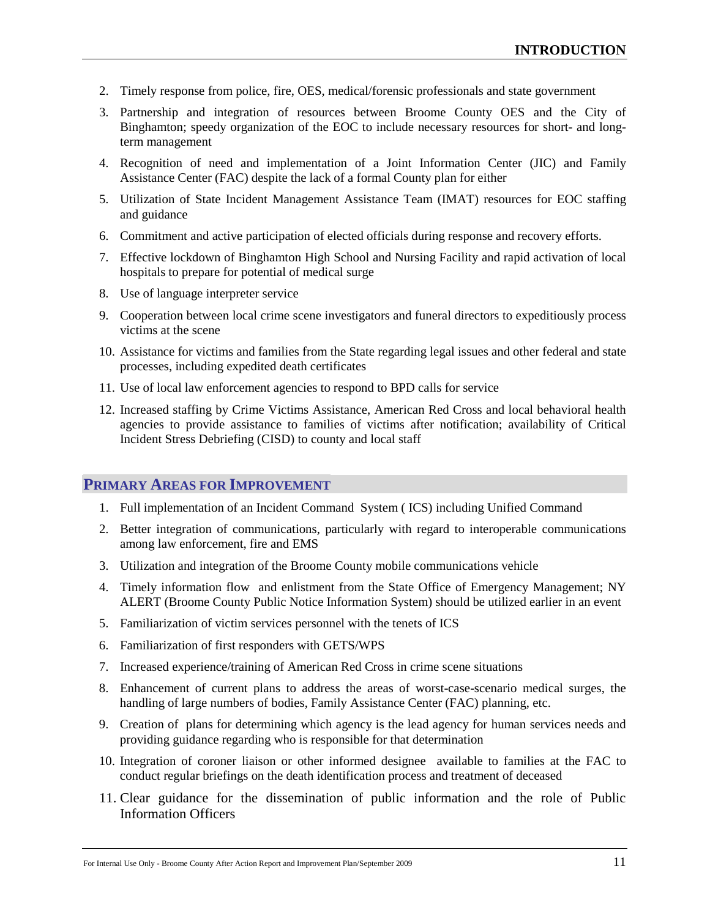2. Timely response from police, fire, OES, medical/forensic professionals and state government
3. Partnership and integration of resources between Broome County OES and the City of Binghamton; speedy organization of the EOC to include necessary resources for short- and long-term management
4. Recognition of need and implementation of a Joint Information Center (JIC) and Family Assistance Center (FAC) despite the lack of a formal County plan for either
5. Utilization of State Incident Management Assistance Team (IMAT) resources for EOC staffing and guidance
6. Commitment and active participation of elected officials during response and recovery efforts.
7. Effective lockdown of Binghamton High School and Nursing Facility and rapid activation of local hospitals to prepare for potential of medical surge
8. Use of language interpreter service
9. Cooperation between local crime scene investigators and funeral directors to expeditiously process victims at the scene
10. Assistance for victims and families from the State regarding legal issues and other federal and state processes, including expedited death certificates
11. Use of local law enforcement agencies to respond to BPD calls for service
12. Increased staffing by Crime Victims Assistance, American Red Cross and local behavioral health agencies to provide assistance to families of victims after notification; availability of Critical Incident Stress Debriefing (CISD) to county and local staff

## PRIMARY AREAS FOR IMPROVEMENT

1. Full implementation of an Incident Command System ( ICS) including Unified Command
2. Better integration of communications, particularly with regard to interoperable communications among law enforcement, fire and EMS
3. Utilization and integration of the Broome County mobile communications vehicle
4. Timely information flow and enlistment from the State Office of Emergency Management; NY ALERT (Broome County Public Notice Information System) should be utilized earlier in an event
5. Familiarization of victim services personnel with the tenets of ICS
6. Familiarization of first responders with GETS/WPS
7. Increased experience/training of American Red Cross in crime scene situations
8. Enhancement of current plans to address the areas of worst-case-scenario medical surges, the handling of large numbers of bodies, Family Assistance Center (FAC) planning, etc.
9. Creation of plans for determining which agency is the lead agency for human services needs and providing guidance regarding who is responsible for that determination
10. Integration of coroner liaison or other informed designee available to families at the FAC to conduct regular briefings on the death identification process and treatment of deceased
11. Clear guidance for the dissemination of public information and the role of Public Information Officers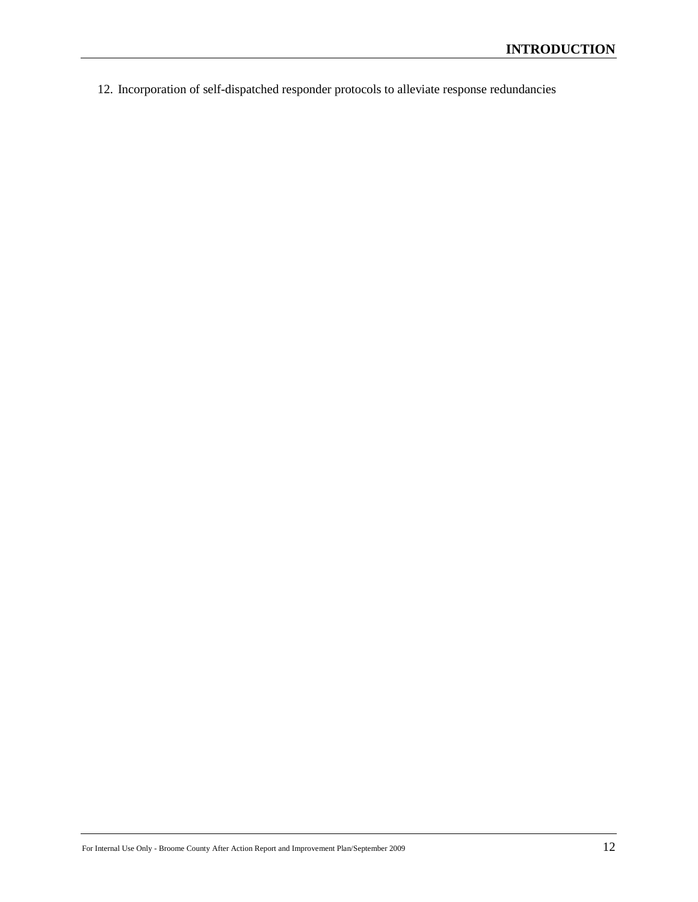12. Incorporation of self-dispatched responder protocols to alleviate response redundancies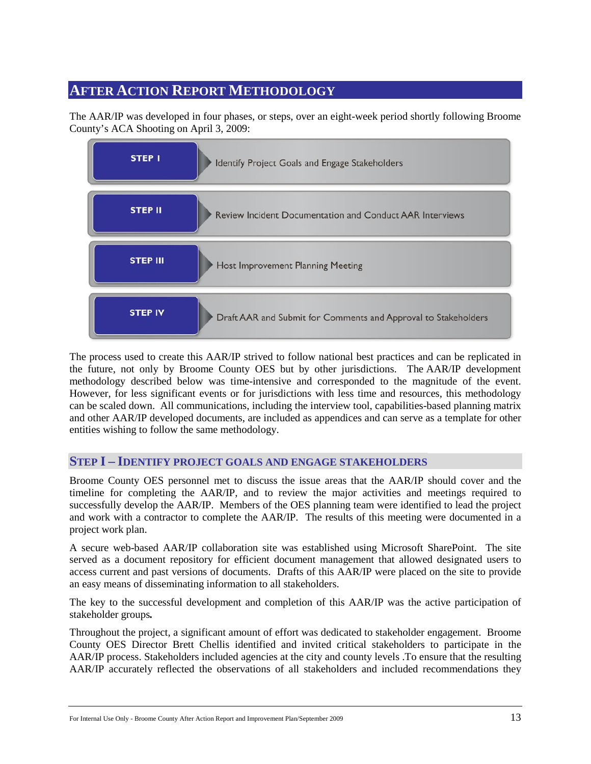# After Action Report Methodology

The AAR/IP was developed in four phases, or steps, over an eight-week period shortly following Broome County's ACA Shooting on April 3, 2009:

| | |
|---|---|
| **STEP I** | Identify Project Goals and Engage Stakeholders |
| **STEP II** | Review Incident Documentation and Conduct AAR Interviews |
| **STEP III** | Host Improvement Planning Meeting |
| **STEP IV** | Draft AAR and Submit for Comments and Approval to Stakeholders |

The process used to create this AAR/IP strived to follow national best practices and can be replicated in the future, not only by Broome County OES but by other jurisdictions. The AAR/IP development methodology described below was time-intensive and corresponded to the magnitude of the event. However, for less significant events or for jurisdictions with less time and resources, this methodology can be scaled down. All communications, including the interview tool, capabilities-based planning matrix and other AAR/IP developed documents, are included as appendices and can serve as a template for other entities wishing to follow the same methodology.

## Step I – Identify Project Goals and Engage Stakeholders

Broome County OES personnel met to discuss the issue areas that the AAR/IP should cover and the timeline for completing the AAR/IP, and to review the major activities and meetings required to successfully develop the AAR/IP. Members of the OES planning team were identified to lead the project and work with a contractor to complete the AAR/IP. The results of this meeting were documented in a project work plan.

A secure web-based AAR/IP collaboration site was established using Microsoft SharePoint. The site served as a document repository for efficient document management that allowed designated users to access current and past versions of documents. Drafts of this AAR/IP were placed on the site to provide an easy means of disseminating information to all stakeholders.

The key to the successful development and completion of this AAR/IP was the active participation of stakeholder groups**.**

Throughout the project, a significant amount of effort was dedicated to stakeholder engagement. Broome County OES Director Brett Chellis identified and invited critical stakeholders to participate in the AAR/IP process. Stakeholders included agencies at the city and county levels .To ensure that the resulting AAR/IP accurately reflected the observations of all stakeholders and included recommendations they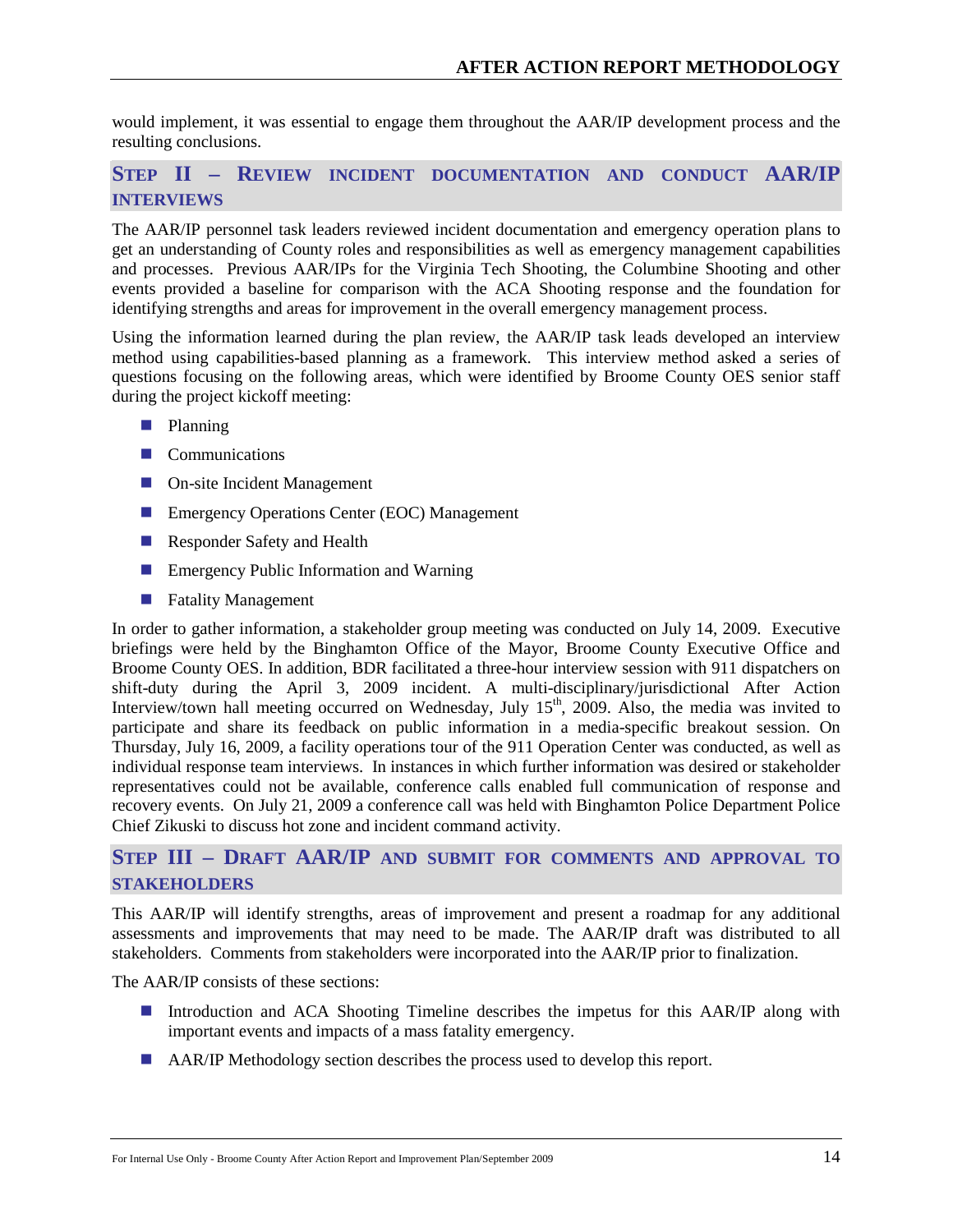would implement, it was essential to engage them throughout the AAR/IP development process and the resulting conclusions.

## Step II – Review Incident Documentation and Conduct AAR/IP Interviews

The AAR/IP personnel task leaders reviewed incident documentation and emergency operation plans to get an understanding of County roles and responsibilities as well as emergency management capabilities and processes. Previous AAR/IPs for the Virginia Tech Shooting, the Columbine Shooting and other events provided a baseline for comparison with the ACA Shooting response and the foundation for identifying strengths and areas for improvement in the overall emergency management process.

Using the information learned during the plan review, the AAR/IP task leads developed an interview method using capabilities-based planning as a framework. This interview method asked a series of questions focusing on the following areas, which were identified by Broome County OES senior staff during the project kickoff meeting:

- Planning
- Communications
- On-site Incident Management
- Emergency Operations Center (EOC) Management
- Responder Safety and Health
- Emergency Public Information and Warning
- Fatality Management

In order to gather information, a stakeholder group meeting was conducted on July 14, 2009. Executive briefings were held by the Binghamton Office of the Mayor, Broome County Executive Office and Broome County OES. In addition, BDR facilitated a three-hour interview session with 911 dispatchers on shift-duty during the April 3, 2009 incident. A multi-disciplinary/jurisdictional After Action Interview/town hall meeting occurred on Wednesday, July 15th, 2009. Also, the media was invited to participate and share its feedback on public information in a media-specific breakout session. On Thursday, July 16, 2009, a facility operations tour of the 911 Operation Center was conducted, as well as individual response team interviews. In instances in which further information was desired or stakeholder representatives could not be available, conference calls enabled full communication of response and recovery events. On July 21, 2009 a conference call was held with Binghamton Police Department Police Chief Zikuski to discuss hot zone and incident command activity.

## Step III – Draft AAR/IP and Submit for Comments and Approval to Stakeholders

This AAR/IP will identify strengths, areas of improvement and present a roadmap for any additional assessments and improvements that may need to be made. The AAR/IP draft was distributed to all stakeholders. Comments from stakeholders were incorporated into the AAR/IP prior to finalization.

The AAR/IP consists of these sections:

- Introduction and ACA Shooting Timeline describes the impetus for this AAR/IP along with important events and impacts of a mass fatality emergency.
- AAR/IP Methodology section describes the process used to develop this report.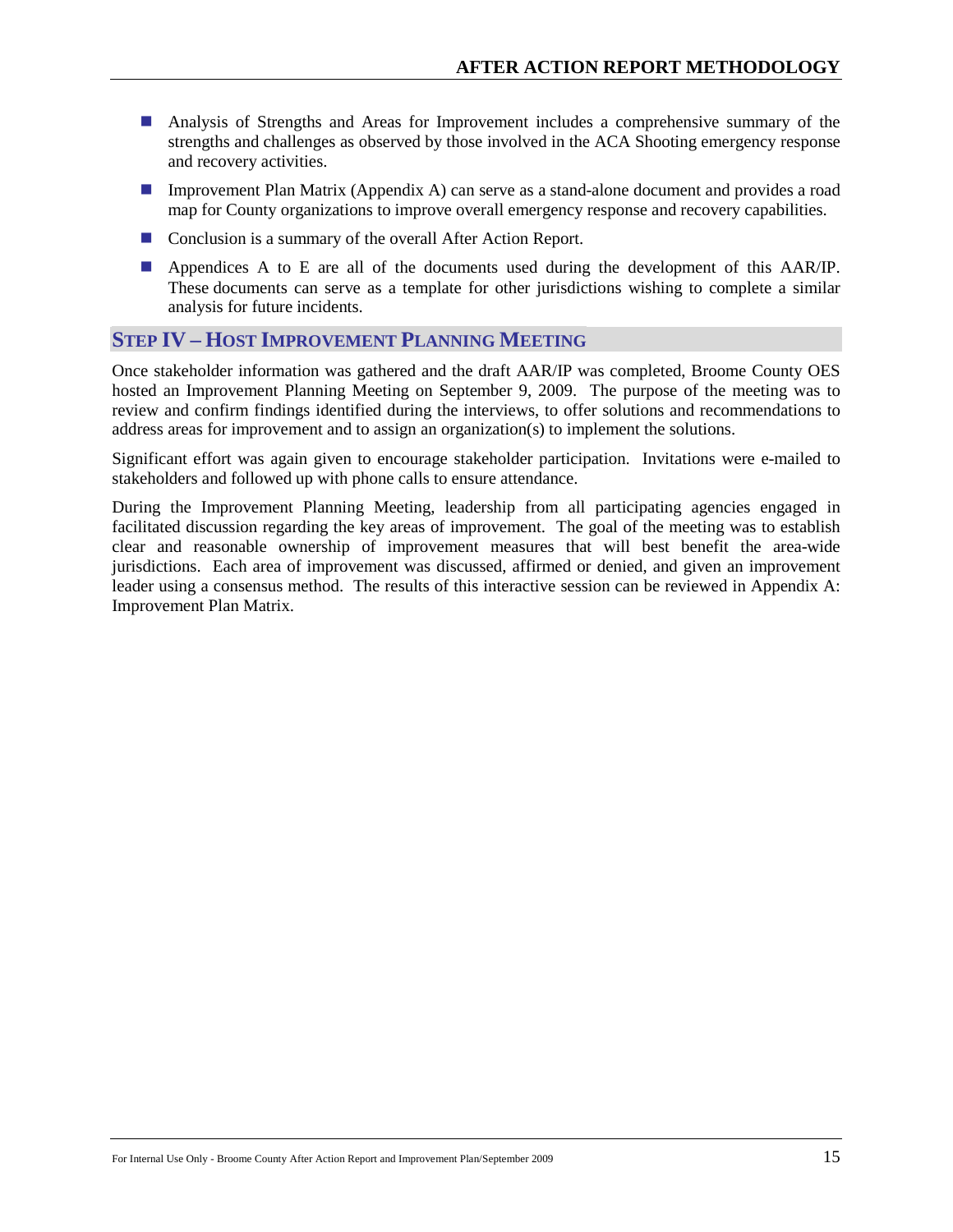- Analysis of Strengths and Areas for Improvement includes a comprehensive summary of the strengths and challenges as observed by those involved in the ACA Shooting emergency response and recovery activities.
- Improvement Plan Matrix (Appendix A) can serve as a stand-alone document and provides a road map for County organizations to improve overall emergency response and recovery capabilities.
- Conclusion is a summary of the overall After Action Report.
- Appendices A to E are all of the documents used during the development of this AAR/IP. These documents can serve as a template for other jurisdictions wishing to complete a similar analysis for future incidents.

## Step IV – Host Improvement Planning Meeting

Once stakeholder information was gathered and the draft AAR/IP was completed, Broome County OES hosted an Improvement Planning Meeting on September 9, 2009. The purpose of the meeting was to review and confirm findings identified during the interviews, to offer solutions and recommendations to address areas for improvement and to assign an organization(s) to implement the solutions.

Significant effort was again given to encourage stakeholder participation. Invitations were e-mailed to stakeholders and followed up with phone calls to ensure attendance.

During the Improvement Planning Meeting, leadership from all participating agencies engaged in facilitated discussion regarding the key areas of improvement. The goal of the meeting was to establish clear and reasonable ownership of improvement measures that will best benefit the area-wide jurisdictions. Each area of improvement was discussed, affirmed or denied, and given an improvement leader using a consensus method. The results of this interactive session can be reviewed in Appendix A: Improvement Plan Matrix.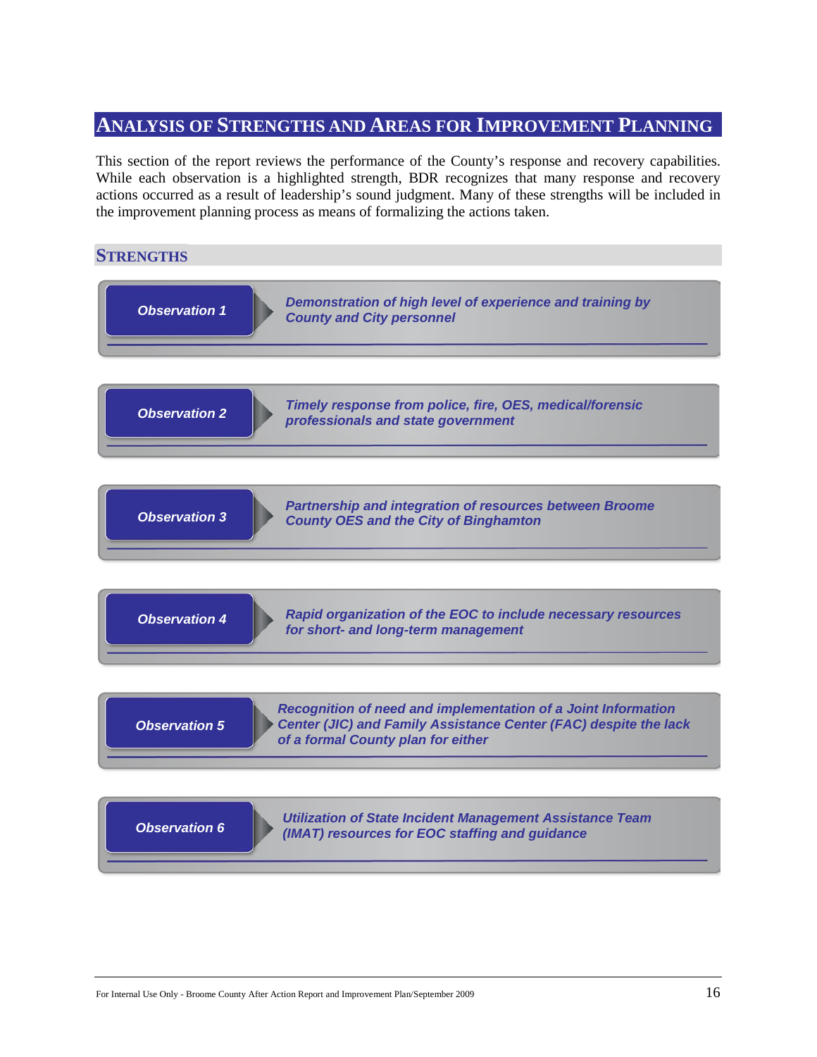# Analysis of Strengths and Areas for Improvement Planning

This section of the report reviews the performance of the County's response and recovery capabilities. While each observation is a highlighted strength, BDR recognizes that many response and recovery actions occurred as a result of leadership's sound judgment. Many of these strengths will be included in the improvement planning process as means of formalizing the actions taken.

## Strengths

**Observation 1** — *Demonstration of high level of experience and training by County and City personnel*

**Observation 2** — *Timely response from police, fire, OES, medical/forensic professionals and state government*

**Observation 3** — *Partnership and integration of resources between Broome County OES and the City of Binghamton*

**Observation 4** — *Rapid organization of the EOC to include necessary resources for short- and long-term management*

**Observation 5** — *Recognition of need and implementation of a Joint Information Center (JIC) and Family Assistance Center (FAC) despite the lack of a formal County plan for either*

**Observation 6** — *Utilization of State Incident Management Assistance Team (IMAT) resources for EOC staffing and guidance*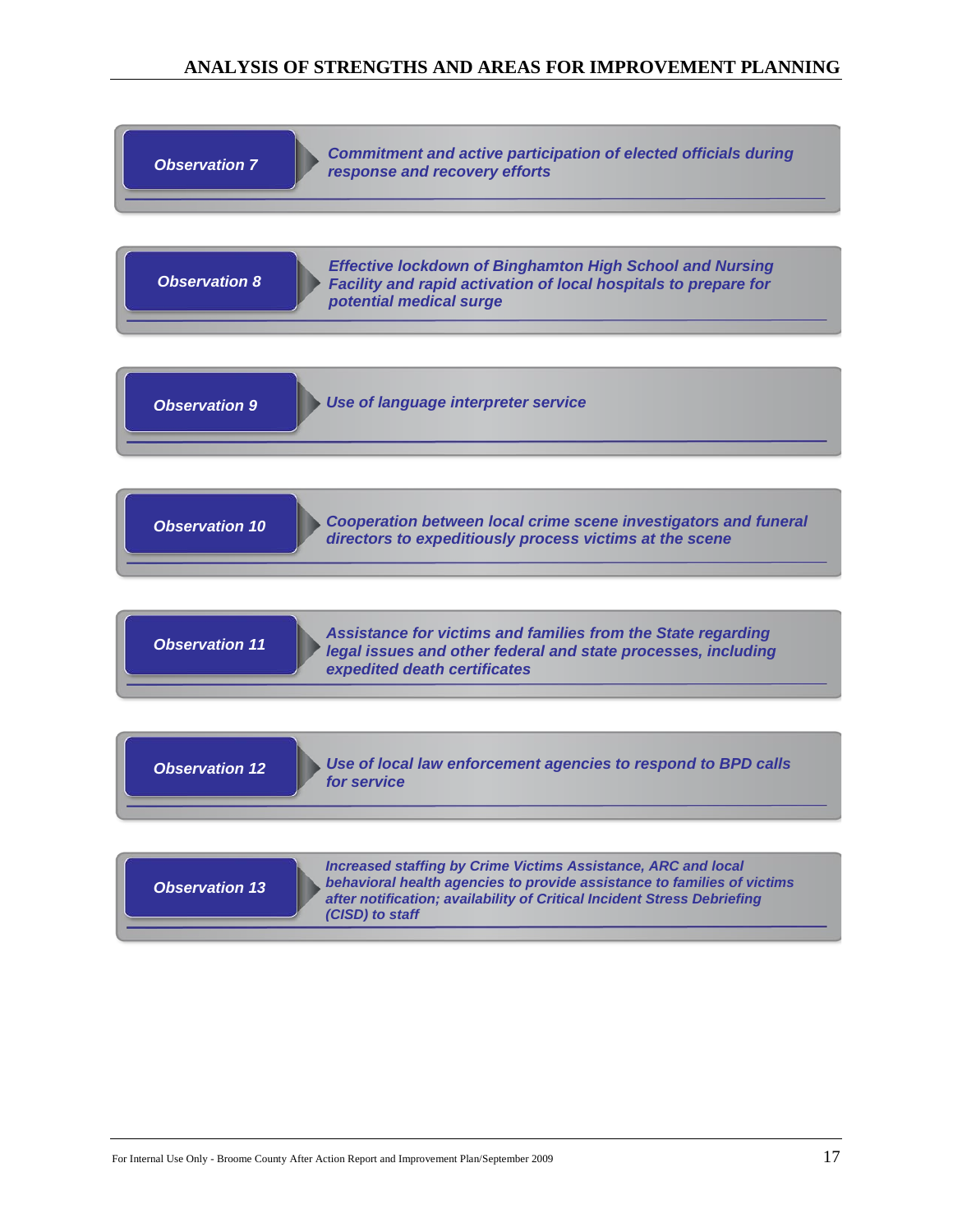**Observation 7** — *Commitment and active participation of elected officials during response and recovery efforts*

**Observation 8** — *Effective lockdown of Binghamton High School and Nursing Facility and rapid activation of local hospitals to prepare for potential medical surge*

**Observation 9** — *Use of language interpreter service*

**Observation 10** — *Cooperation between local crime scene investigators and funeral directors to expeditiously process victims at the scene*

**Observation 11** — *Assistance for victims and families from the State regarding legal issues and other federal and state processes, including expedited death certificates*

**Observation 12** — *Use of local law enforcement agencies to respond to BPD calls for service*

**Observation 13** — *Increased staffing by Crime Victims Assistance, ARC and local behavioral health agencies to provide assistance to families of victims after notification; availability of Critical Incident Stress Debriefing (CISD) to staff*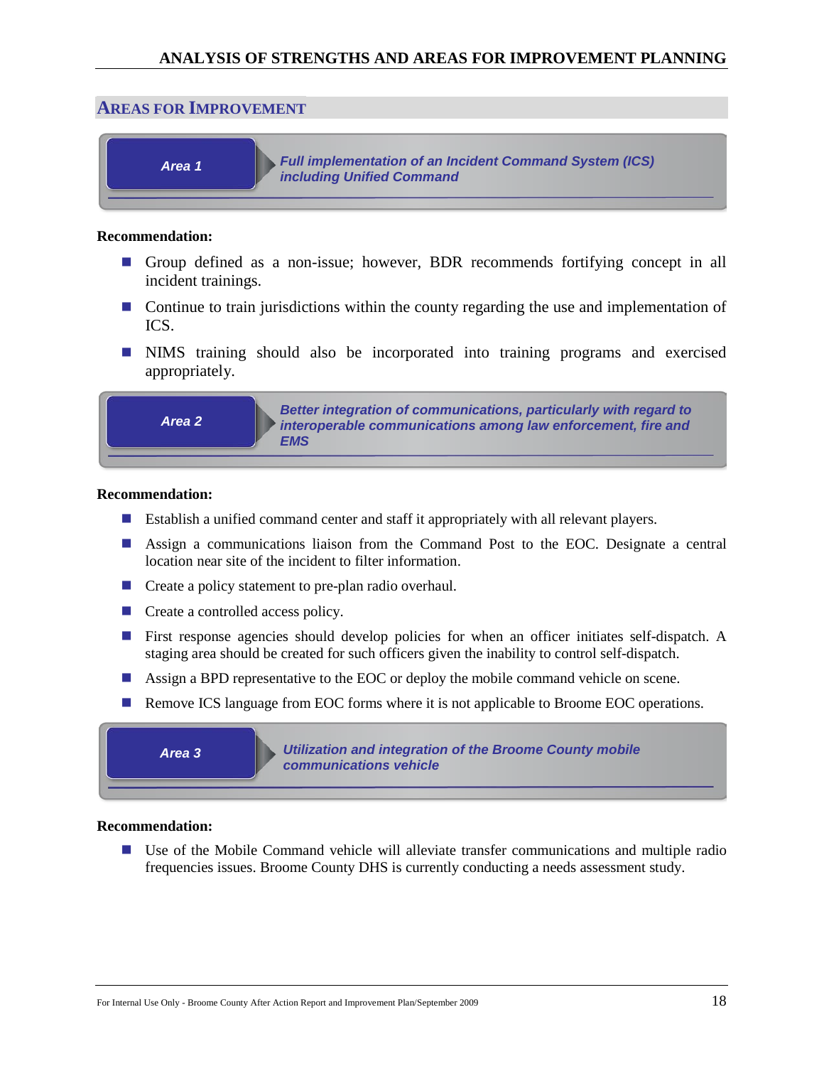## AREAS FOR IMPROVEMENT

**Area 1** — ***Full implementation of an Incident Command System (ICS) including Unified Command***

**Recommendation:**

- Group defined as a non-issue; however, BDR recommends fortifying concept in all incident trainings.
- Continue to train jurisdictions within the county regarding the use and implementation of ICS.
- NIMS training should also be incorporated into training programs and exercised appropriately.

**Area 2** — ***Better integration of communications, particularly with regard to interoperable communications among law enforcement, fire and EMS***

**Recommendation:**

- Establish a unified command center and staff it appropriately with all relevant players.
- Assign a communications liaison from the Command Post to the EOC. Designate a central location near site of the incident to filter information.
- Create a policy statement to pre-plan radio overhaul.
- Create a controlled access policy.
- First response agencies should develop policies for when an officer initiates self-dispatch. A staging area should be created for such officers given the inability to control self-dispatch.
- Assign a BPD representative to the EOC or deploy the mobile command vehicle on scene.
- Remove ICS language from EOC forms where it is not applicable to Broome EOC operations.

**Area 3** — ***Utilization and integration of the Broome County mobile communications vehicle***

**Recommendation:**

- Use of the Mobile Command vehicle will alleviate transfer communications and multiple radio frequencies issues. Broome County DHS is currently conducting a needs assessment study.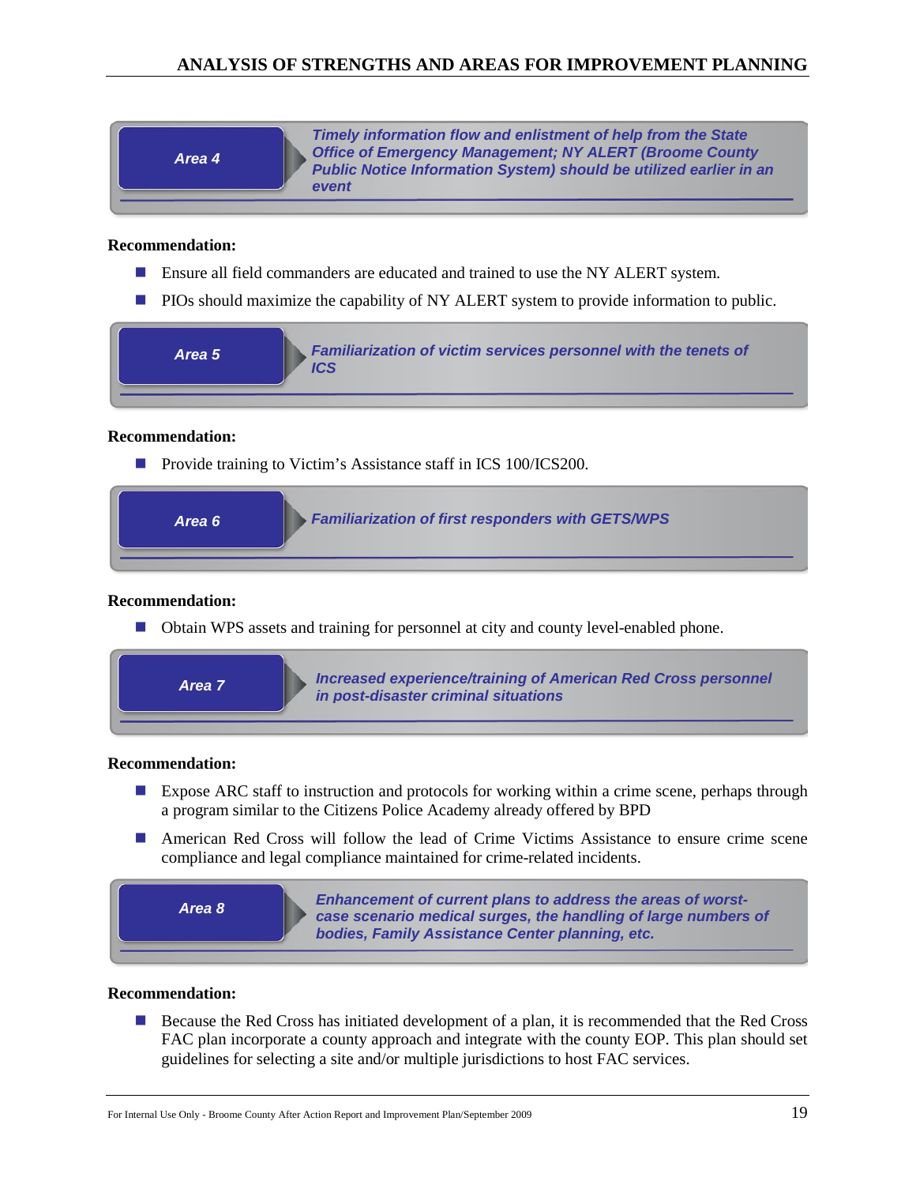**Area 4** — *Timely information flow and enlistment of help from the State Office of Emergency Management; NY ALERT (Broome County Public Notice Information System) should be utilized earlier in an event*

**Recommendation:**

- Ensure all field commanders are educated and trained to use the NY ALERT system.
- PIOs should maximize the capability of NY ALERT system to provide information to public.

**Area 5** — *Familiarization of victim services personnel with the tenets of ICS*

**Recommendation:**

- Provide training to Victim's Assistance staff in ICS 100/ICS200.

**Area 6** — *Familiarization of first responders with GETS/WPS*

**Recommendation:**

- Obtain WPS assets and training for personnel at city and county level-enabled phone.

**Area 7** — *Increased experience/training of American Red Cross personnel in post-disaster criminal situations*

**Recommendation:**

- Expose ARC staff to instruction and protocols for working within a crime scene, perhaps through a program similar to the Citizens Police Academy already offered by BPD
- American Red Cross will follow the lead of Crime Victims Assistance to ensure crime scene compliance and legal compliance maintained for crime-related incidents.

**Area 8** — *Enhancement of current plans to address the areas of worst-case scenario medical surges, the handling of large numbers of bodies, Family Assistance Center planning, etc.*

**Recommendation:**

- Because the Red Cross has initiated development of a plan, it is recommended that the Red Cross FAC plan incorporate a county approach and integrate with the county EOP. This plan should set guidelines for selecting a site and/or multiple jurisdictions to host FAC services.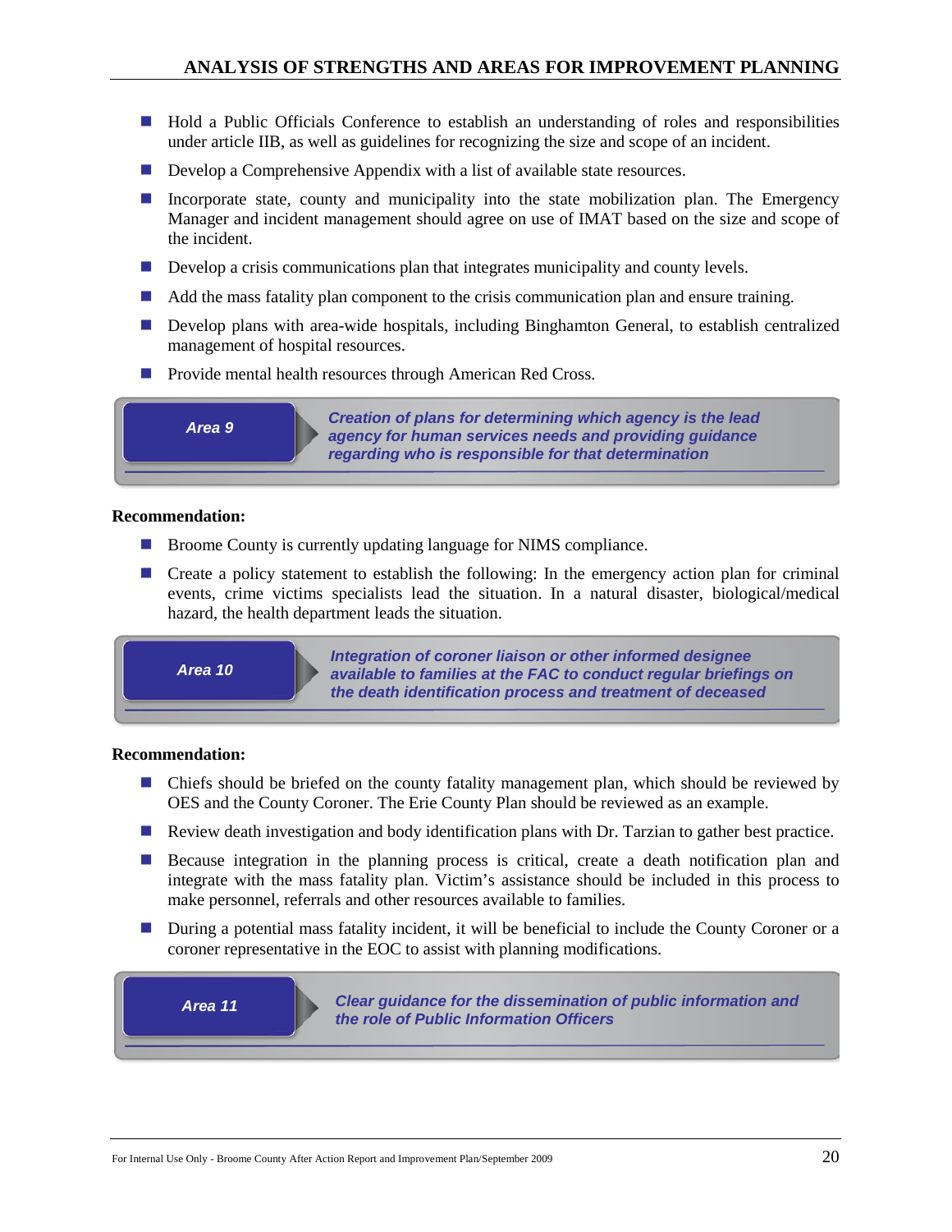- Hold a Public Officials Conference to establish an understanding of roles and responsibilities under article IIB, as well as guidelines for recognizing the size and scope of an incident.
- Develop a Comprehensive Appendix with a list of available state resources.
- Incorporate state, county and municipality into the state mobilization plan. The Emergency Manager and incident management should agree on use of IMAT based on the size and scope of the incident.
- Develop a crisis communications plan that integrates municipality and county levels.
- Add the mass fatality plan component to the crisis communication plan and ensure training.
- Develop plans with area-wide hospitals, including Binghamton General, to establish centralized management of hospital resources.
- Provide mental health resources through American Red Cross.

### Area 9 — *Creation of plans for determining which agency is the lead agency for human services needs and providing guidance regarding who is responsible for that determination*

**Recommendation:**

- Broome County is currently updating language for NIMS compliance.
- Create a policy statement to establish the following: In the emergency action plan for criminal events, crime victims specialists lead the situation. In a natural disaster, biological/medical hazard, the health department leads the situation.

### Area 10 — *Integration of coroner liaison or other informed designee available to families at the FAC to conduct regular briefings on the death identification process and treatment of deceased*

**Recommendation:**

- Chiefs should be briefed on the county fatality management plan, which should be reviewed by OES and the County Coroner. The Erie County Plan should be reviewed as an example.
- Review death investigation and body identification plans with Dr. Tarzian to gather best practice.
- Because integration in the planning process is critical, create a death notification plan and integrate with the mass fatality plan. Victim's assistance should be included in this process to make personnel, referrals and other resources available to families.
- During a potential mass fatality incident, it will be beneficial to include the County Coroner or a coroner representative in the EOC to assist with planning modifications.

### Area 11 — *Clear guidance for the dissemination of public information and the role of Public Information Officers*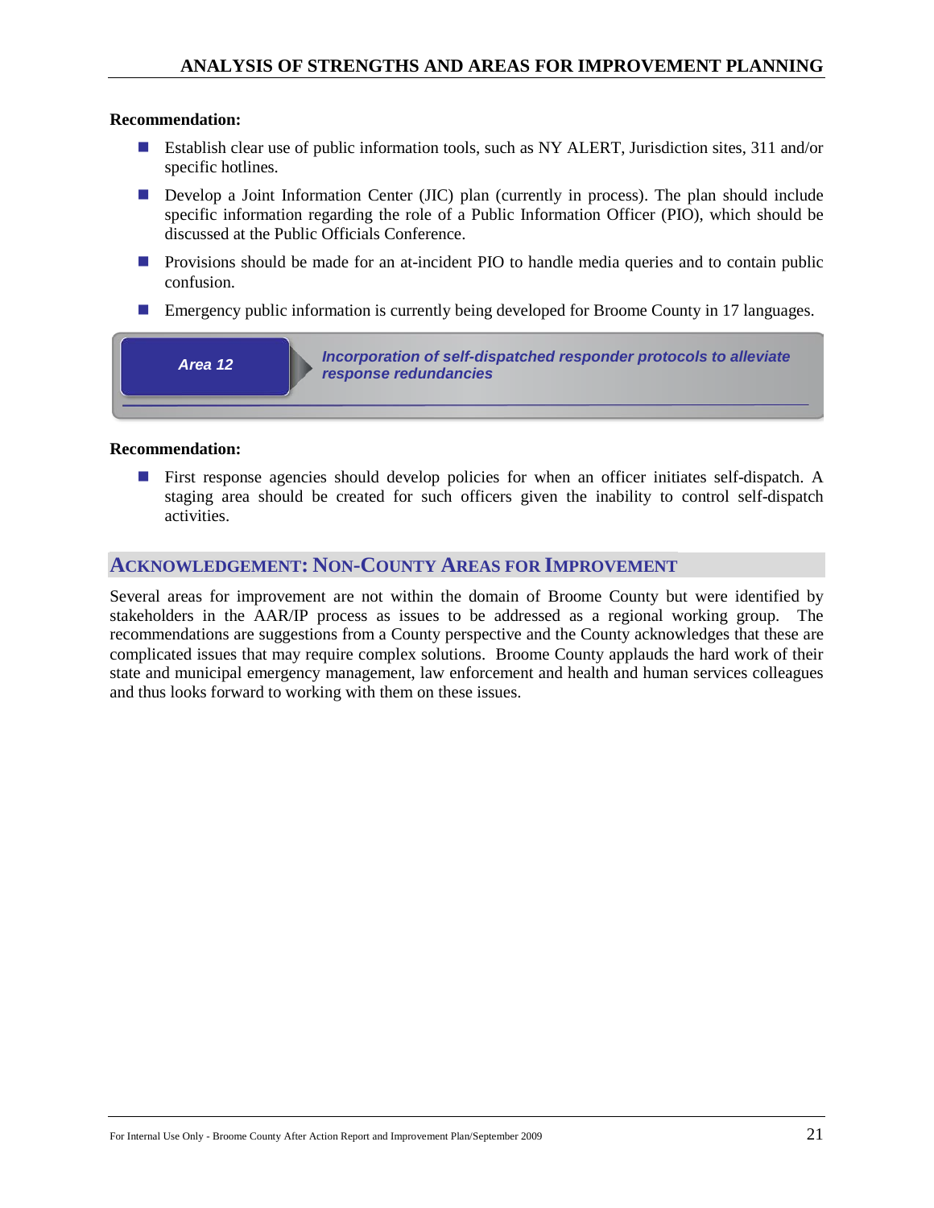**Recommendation:**

- Establish clear use of public information tools, such as NY ALERT, Jurisdiction sites, 311 and/or specific hotlines.
- Develop a Joint Information Center (JIC) plan (currently in process). The plan should include specific information regarding the role of a Public Information Officer (PIO), which should be discussed at the Public Officials Conference.
- Provisions should be made for an at-incident PIO to handle media queries and to contain public confusion.
- Emergency public information is currently being developed for Broome County in 17 languages.

**Area 12** — ***Incorporation of self-dispatched responder protocols to alleviate response redundancies***

**Recommendation:**

- First response agencies should develop policies for when an officer initiates self-dispatch. A staging area should be created for such officers given the inability to control self-dispatch activities.

## Acknowledgement: Non-County Areas for Improvement

Several areas for improvement are not within the domain of Broome County but were identified by stakeholders in the AAR/IP process as issues to be addressed as a regional working group. The recommendations are suggestions from a County perspective and the County acknowledges that these are complicated issues that may require complex solutions. Broome County applauds the hard work of their state and municipal emergency management, law enforcement and health and human services colleagues and thus looks forward to working with them on these issues.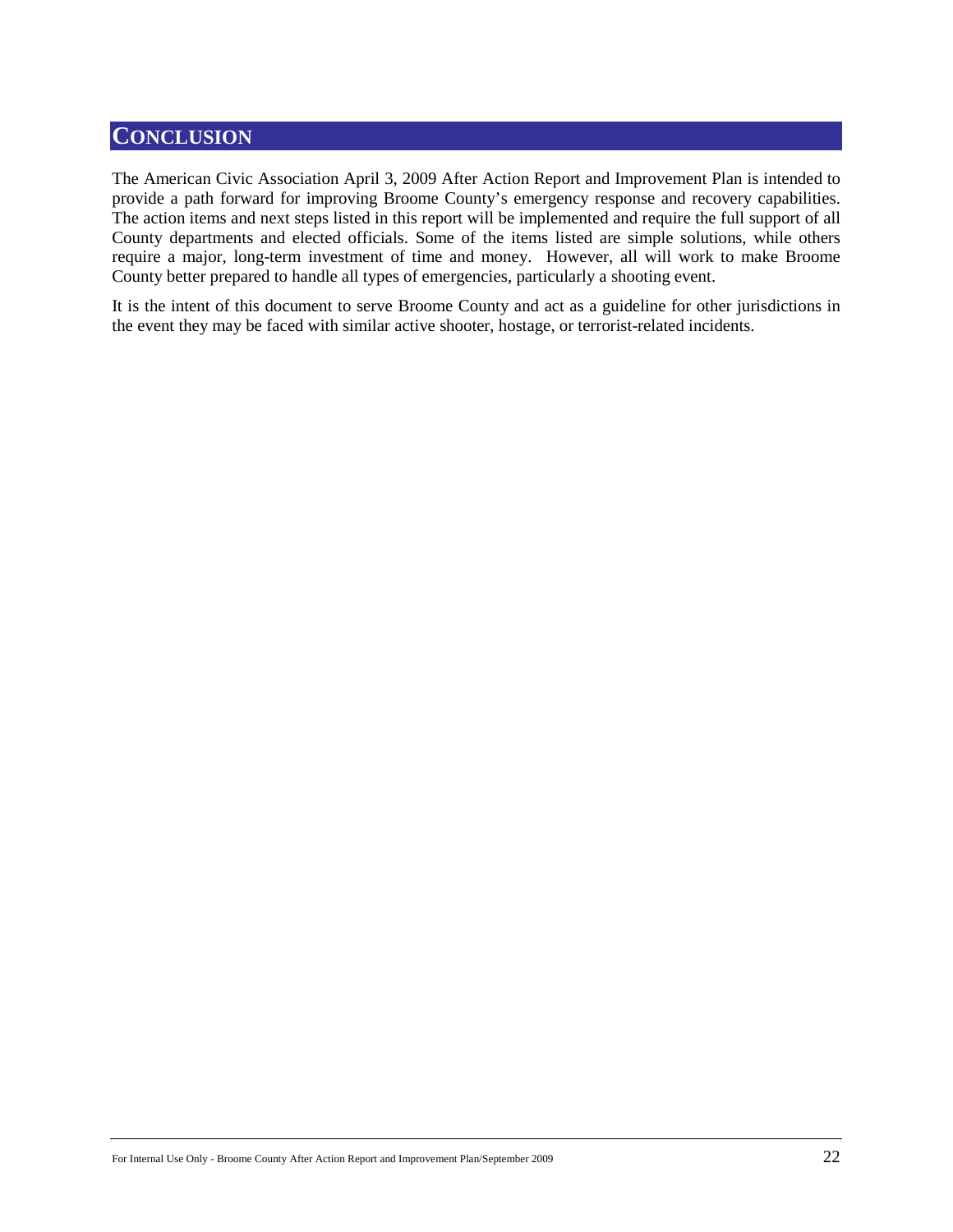# CONCLUSION

The American Civic Association April 3, 2009 After Action Report and Improvement Plan is intended to provide a path forward for improving Broome County's emergency response and recovery capabilities. The action items and next steps listed in this report will be implemented and require the full support of all County departments and elected officials. Some of the items listed are simple solutions, while others require a major, long-term investment of time and money. However, all will work to make Broome County better prepared to handle all types of emergencies, particularly a shooting event.

It is the intent of this document to serve Broome County and act as a guideline for other jurisdictions in the event they may be faced with similar active shooter, hostage, or terrorist-related incidents.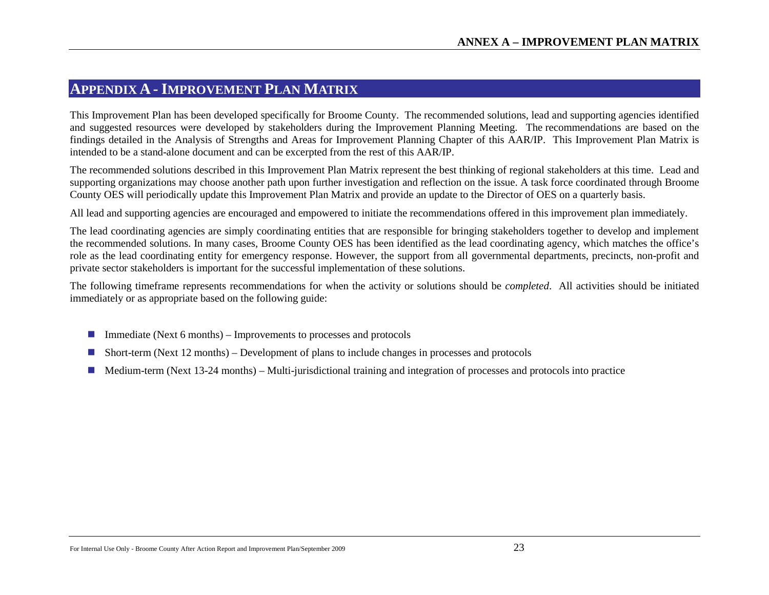# APPENDIX A - IMPROVEMENT PLAN MATRIX

This Improvement Plan has been developed specifically for Broome County. The recommended solutions, lead and supporting agencies identified and suggested resources were developed by stakeholders during the Improvement Planning Meeting. The recommendations are based on the findings detailed in the Analysis of Strengths and Areas for Improvement Planning Chapter of this AAR/IP. This Improvement Plan Matrix is intended to be a stand-alone document and can be excerpted from the rest of this AAR/IP.

The recommended solutions described in this Improvement Plan Matrix represent the best thinking of regional stakeholders at this time. Lead and supporting organizations may choose another path upon further investigation and reflection on the issue. A task force coordinated through Broome County OES will periodically update this Improvement Plan Matrix and provide an update to the Director of OES on a quarterly basis.

All lead and supporting agencies are encouraged and empowered to initiate the recommendations offered in this improvement plan immediately.

The lead coordinating agencies are simply coordinating entities that are responsible for bringing stakeholders together to develop and implement the recommended solutions. In many cases, Broome County OES has been identified as the lead coordinating agency, which matches the office's role as the lead coordinating entity for emergency response. However, the support from all governmental departments, precincts, non-profit and private sector stakeholders is important for the successful implementation of these solutions.

The following timeframe represents recommendations for when the activity or solutions should be *completed*. All activities should be initiated immediately or as appropriate based on the following guide:

- Immediate (Next 6 months) – Improvements to processes and protocols
- Short-term (Next 12 months) – Development of plans to include changes in processes and protocols
- Medium-term (Next 13-24 months) – Multi-jurisdictional training and integration of processes and protocols into practice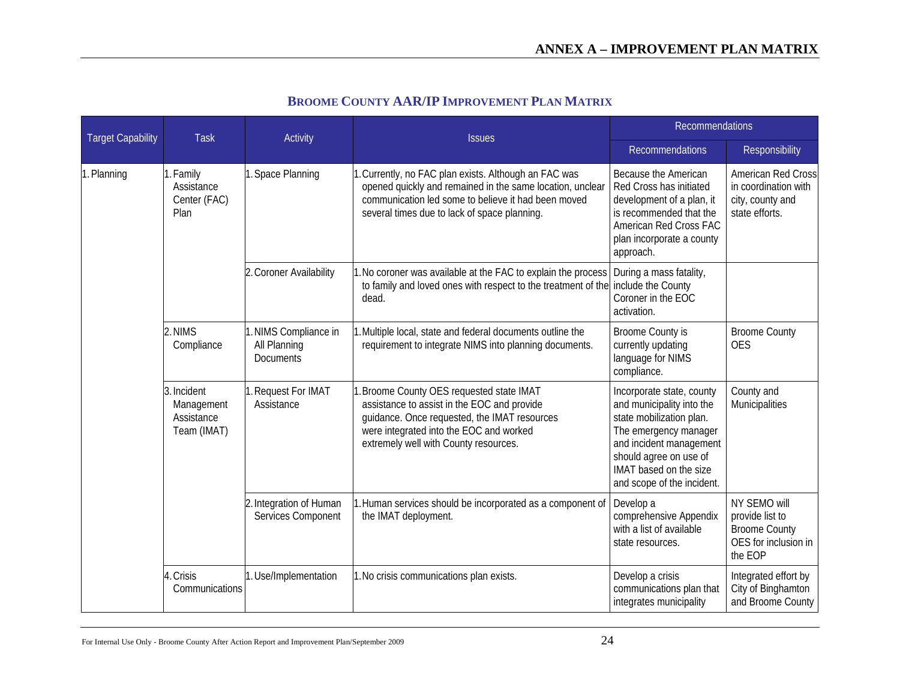## BROOME COUNTY AAR/IP IMPROVEMENT PLAN MATRIX

| Target Capability | Task | Activity | Issues | Recommendations | |
|---|---|---|---|---|---|
| | | | | Recommendations | Responsibility |
| 1. Planning | 1. Family Assistance Center (FAC) Plan | 1. Space Planning | 1. Currently, no FAC plan exists. Although an FAC was opened quickly and remained in the same location, unclear communication led some to believe it had been moved several times due to lack of space planning. | Because the American Red Cross has initiated development of a plan, it is recommended that the American Red Cross FAC plan incorporate a county approach. | American Red Cross in coordination with city, county and state efforts. |
| | | 2. Coroner Availability | 1. No coroner was available at the FAC to explain the process to family and loved ones with respect to the treatment of the dead. | During a mass fatality, include the County Coroner in the EOC activation. | |
| | 2. NIMS Compliance | 1. NIMS Compliance in All Planning Documents | 1. Multiple local, state and federal documents outline the requirement to integrate NIMS into planning documents. | Broome County is currently updating language for NIMS compliance. | Broome County OES |
| | 3. Incident Management Assistance Team (IMAT) | 1. Request For IMAT Assistance | 1. Broome County OES requested state IMAT assistance to assist in the EOC and provide guidance. Once requested, the IMAT resources were integrated into the EOC and worked extremely well with County resources. | Incorporate state, county and municipality into the state mobilization plan. The emergency manager and incident management should agree on use of IMAT based on the size and scope of the incident. | County and Municipalities |
| | | 2. Integration of Human Services Component | 1. Human services should be incorporated as a component of the IMAT deployment. | Develop a comprehensive Appendix with a list of available state resources. | NY SEMO will provide list to Broome County OES for inclusion in the EOP |
| | 4. Crisis Communications | 1. Use/Implementation | 1. No crisis communications plan exists. | Develop a crisis communications plan that integrates municipality | Integrated effort by City of Binghamton and Broome County |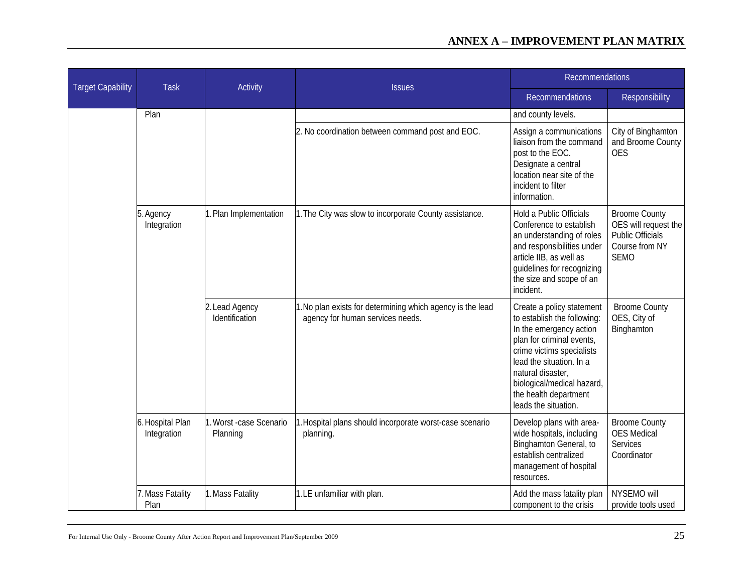## ANNEX A – IMPROVEMENT PLAN MATRIX

| Target Capability | Task | Activity | Issues | Recommendations | |
|---|---|---|---|---|---|
| | | | | Recommendations | Responsibility |
| | Plan | | | and county levels. | |
| | | | 2. No coordination between command post and EOC. | Assign a communications liaison from the command post to the EOC. Designate a central location near site of the incident to filter information. | City of Binghamton and Broome County OES |
| | 5. Agency Integration | 1. Plan Implementation | 1. The City was slow to incorporate County assistance. | Hold a Public Officials Conference to establish an understanding of roles and responsibilities under article IIB, as well as guidelines for recognizing the size and scope of an incident. | Broome County OES will request the Public Officials Course from NY SEMO |
| | | 2. Lead Agency Identification | 1. No plan exists for determining which agency is the lead agency for human services needs. | Create a policy statement to establish the following: In the emergency action plan for criminal events, crime victims specialists lead the situation. In a natural disaster, biological/medical hazard, the health department leads the situation. | Broome County OES, City of Binghamton |
| | 6. Hospital Plan Integration | 1. Worst -case Scenario Planning | 1. Hospital plans should incorporate worst-case scenario planning. | Develop plans with area-wide hospitals, including Binghamton General, to establish centralized management of hospital resources. | Broome County OES Medical Services Coordinator |
| | 7. Mass Fatality Plan | 1. Mass Fatality | 1. LE unfamiliar with plan. | Add the mass fatality plan component to the crisis | NYSEMO will provide tools used |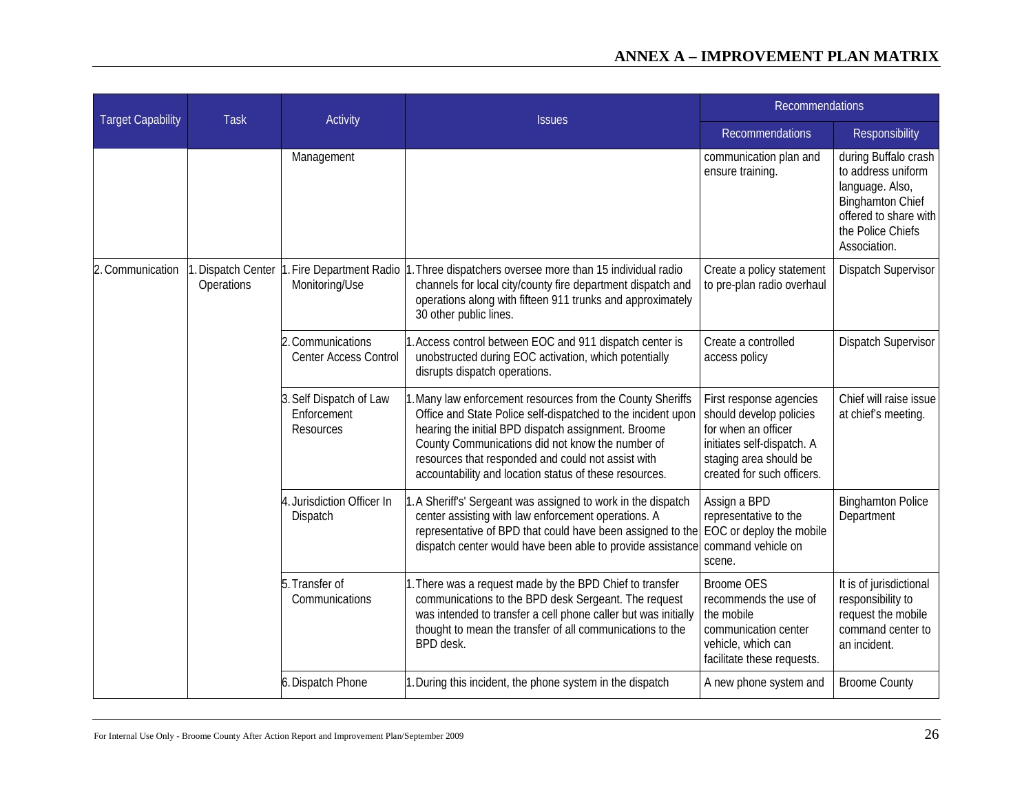## ANNEX A – IMPROVEMENT PLAN MATRIX

| Target Capability | Task | Activity | Issues | Recommendations | |
|---|---|---|---|---|---|
| | | | | Recommendations | Responsibility |
| | | Management | | communication plan and ensure training. | during Buffalo crash to address uniform language. Also, Binghamton Chief offered to share with the Police Chiefs Association. |
| 2. Communication | 1. Dispatch Center Operations | 1. Fire Department Radio Monitoring/Use | 1. Three dispatchers oversee more than 15 individual radio channels for local city/county fire department dispatch and operations along with fifteen 911 trunks and approximately 30 other public lines. | Create a policy statement to pre-plan radio overhaul | Dispatch Supervisor |
| | | 2. Communications Center Access Control | 1. Access control between EOC and 911 dispatch center is unobstructed during EOC activation, which potentially disrupts dispatch operations. | Create a controlled access policy | Dispatch Supervisor |
| | | 3. Self Dispatch of Law Enforcement Resources | 1. Many law enforcement resources from the County Sheriffs Office and State Police self-dispatched to the incident upon hearing the initial BPD dispatch assignment. Broome County Communications did not know the number of resources that responded and could not assist with accountability and location status of these resources. | First response agencies should develop policies for when an officer initiates self-dispatch. A staging area should be created for such officers. | Chief will raise issue at chief's meeting. |
| | | 4. Jurisdiction Officer In Dispatch | 1. A Sheriff's' Sergeant was assigned to work in the dispatch center assisting with law enforcement operations. A representative of BPD that could have been assigned to the dispatch center would have been able to provide assistance | Assign a BPD representative to the EOC or deploy the mobile command vehicle on scene. | Binghamton Police Department |
| | | 5. Transfer of Communications | 1. There was a request made by the BPD Chief to transfer communications to the BPD desk Sergeant. The request was intended to transfer a cell phone caller but was initially thought to mean the transfer of all communications to the BPD desk. | Broome OES recommends the use of the mobile communication center vehicle, which can facilitate these requests. | It is of jurisdictional responsibility to request the mobile command center to an incident. |
| | | 6. Dispatch Phone | 1. During this incident, the phone system in the dispatch | A new phone system and | Broome County |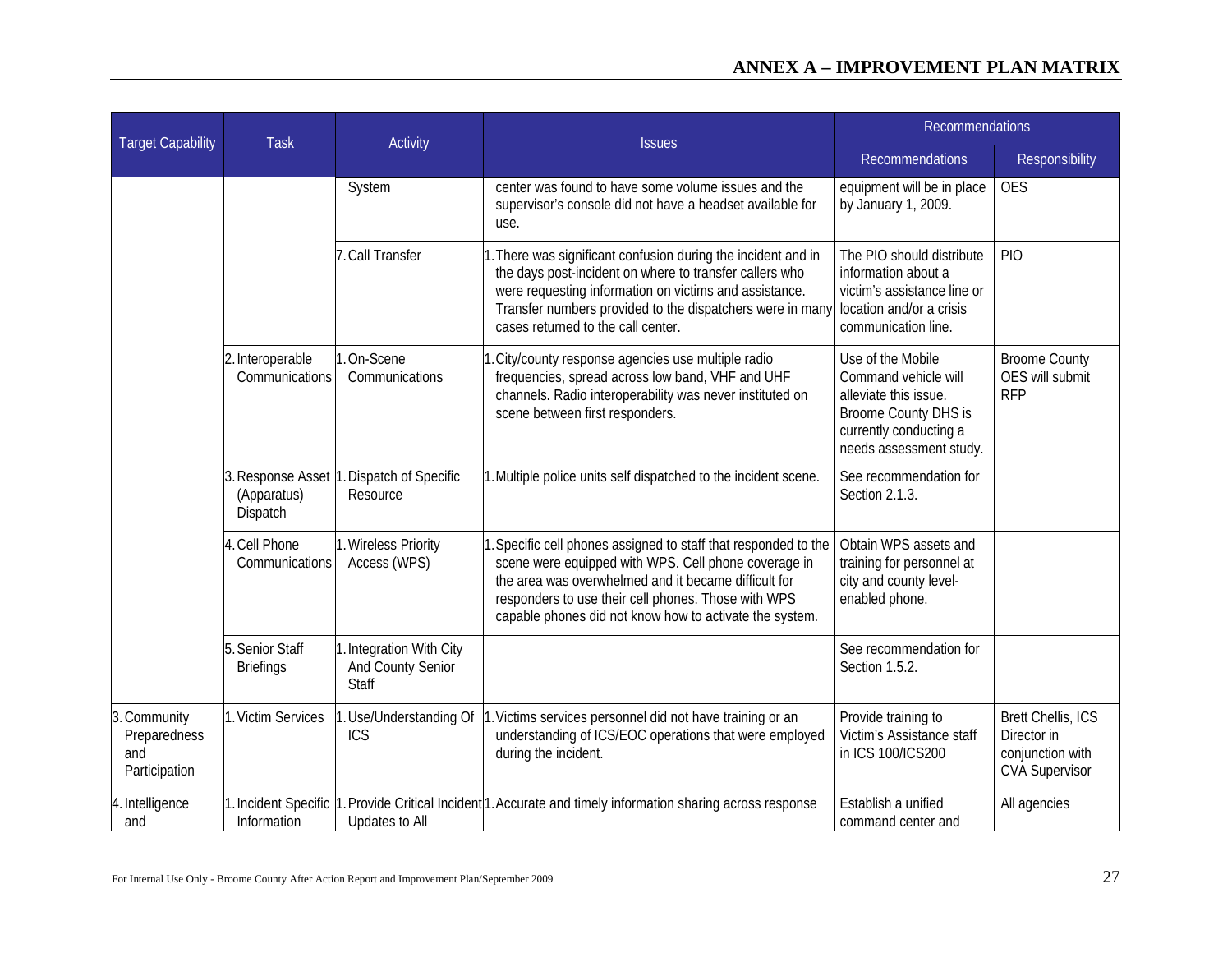## ANNEX A – IMPROVEMENT PLAN MATRIX

| Target Capability | Task | Activity | Issues | Recommendations | |
|---|---|---|---|---|---|
| | | | | Recommendations | Responsibility |
| | | System | center was found to have some volume issues and the supervisor's console did not have a headset available for use. | equipment will be in place by January 1, 2009. | OES |
| | | 7. Call Transfer | 1. There was significant confusion during the incident and in the days post-incident on where to transfer callers who were requesting information on victims and assistance. Transfer numbers provided to the dispatchers were in many cases returned to the call center. | The PIO should distribute information about a victim's assistance line or location and/or a crisis communication line. | PIO |
| | 2. Interoperable Communications | 1. On-Scene Communications | 1. City/county response agencies use multiple radio frequencies, spread across low band, VHF and UHF channels. Radio interoperability was never instituted on scene between first responders. | Use of the Mobile Command vehicle will alleviate this issue. Broome County DHS is currently conducting a needs assessment study. | Broome County OES will submit RFP |
| | 3. Response Asset (Apparatus) Dispatch | 1. Dispatch of Specific Resource | 1. Multiple police units self dispatched to the incident scene. | See recommendation for Section 2.1.3. | |
| | 4. Cell Phone Communications | 1. Wireless Priority Access (WPS) | 1. Specific cell phones assigned to staff that responded to the scene were equipped with WPS. Cell phone coverage in the area was overwhelmed and it became difficult for responders to use their cell phones. Those with WPS capable phones did not know how to activate the system. | Obtain WPS assets and training for personnel at city and county level-enabled phone. | |
| | 5. Senior Staff Briefings | 1. Integration With City And County Senior Staff | | See recommendation for Section 1.5.2. | |
| 3. Community Preparedness and Participation | 1. Victim Services | 1. Use/Understanding Of ICS | 1. Victims services personnel did not have training or an understanding of ICS/EOC operations that were employed during the incident. | Provide training to Victim's Assistance staff in ICS 100/ICS200 | Brett Chellis, ICS Director in conjunction with CVA Supervisor |
| 4. Intelligence and | 1. Incident Specific Information | 1. Provide Critical Incident Updates to All | 1. Accurate and timely information sharing across response | Establish a unified command center and | All agencies |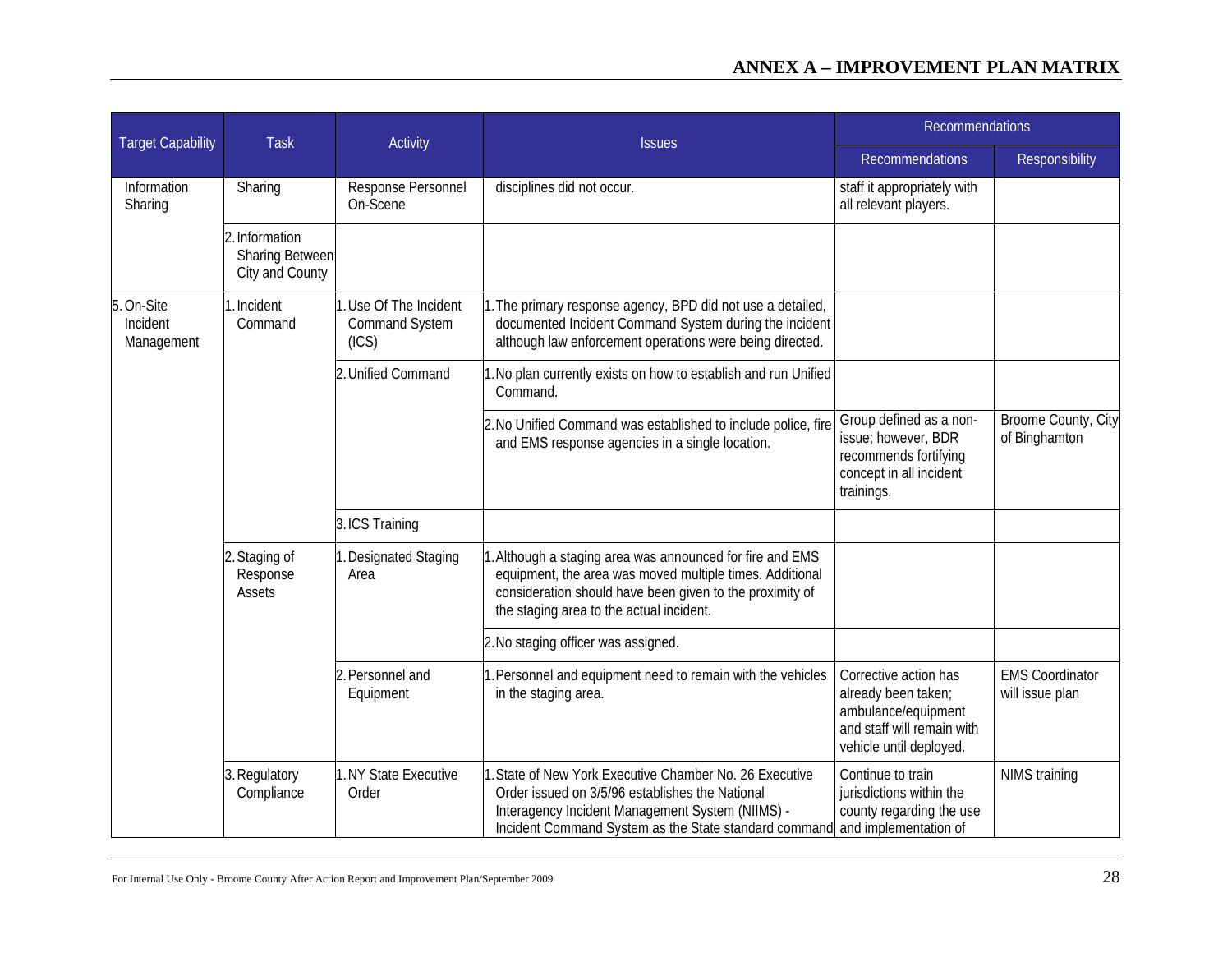## ANNEX A – IMPROVEMENT PLAN MATRIX

| Target Capability | Task | Activity | Issues | Recommendations | |
|---|---|---|---|---|---|
| | | | | Recommendations | Responsibility |
| Information Sharing | Sharing | Response Personnel On-Scene | disciplines did not occur. | staff it appropriately with all relevant players. | |
| | 2. Information Sharing Between City and County | | | | |
| 5. On-Site Incident Management | 1. Incident Command | 1. Use Of The Incident Command System (ICS) | 1. The primary response agency, BPD did not use a detailed, documented Incident Command System during the incident although law enforcement operations were being directed. | | |
| | | 2. Unified Command | 1. No plan currently exists on how to establish and run Unified Command. | | |
| | | | 2. No Unified Command was established to include police, fire and EMS response agencies in a single location. | Group defined as a non-issue; however, BDR recommends fortifying concept in all incident trainings. | Broome County, City of Binghamton |
| | | 3. ICS Training | | | |
| | 2. Staging of Response Assets | 1. Designated Staging Area | 1. Although a staging area was announced for fire and EMS equipment, the area was moved multiple times. Additional consideration should have been given to the proximity of the staging area to the actual incident. | | |
| | | | 2. No staging officer was assigned. | | |
| | | 2. Personnel and Equipment | 1. Personnel and equipment need to remain with the vehicles in the staging area. | Corrective action has already been taken; ambulance/equipment and staff will remain with vehicle until deployed. | EMS Coordinator will issue plan |
| | 3. Regulatory Compliance | 1. NY State Executive Order | 1. State of New York Executive Chamber No. 26 Executive Order issued on 3/5/96 establishes the National Interagency Incident Management System (NIIMS) - Incident Command System as the State standard command | Continue to train jurisdictions within the county regarding the use and implementation of | NIMS training |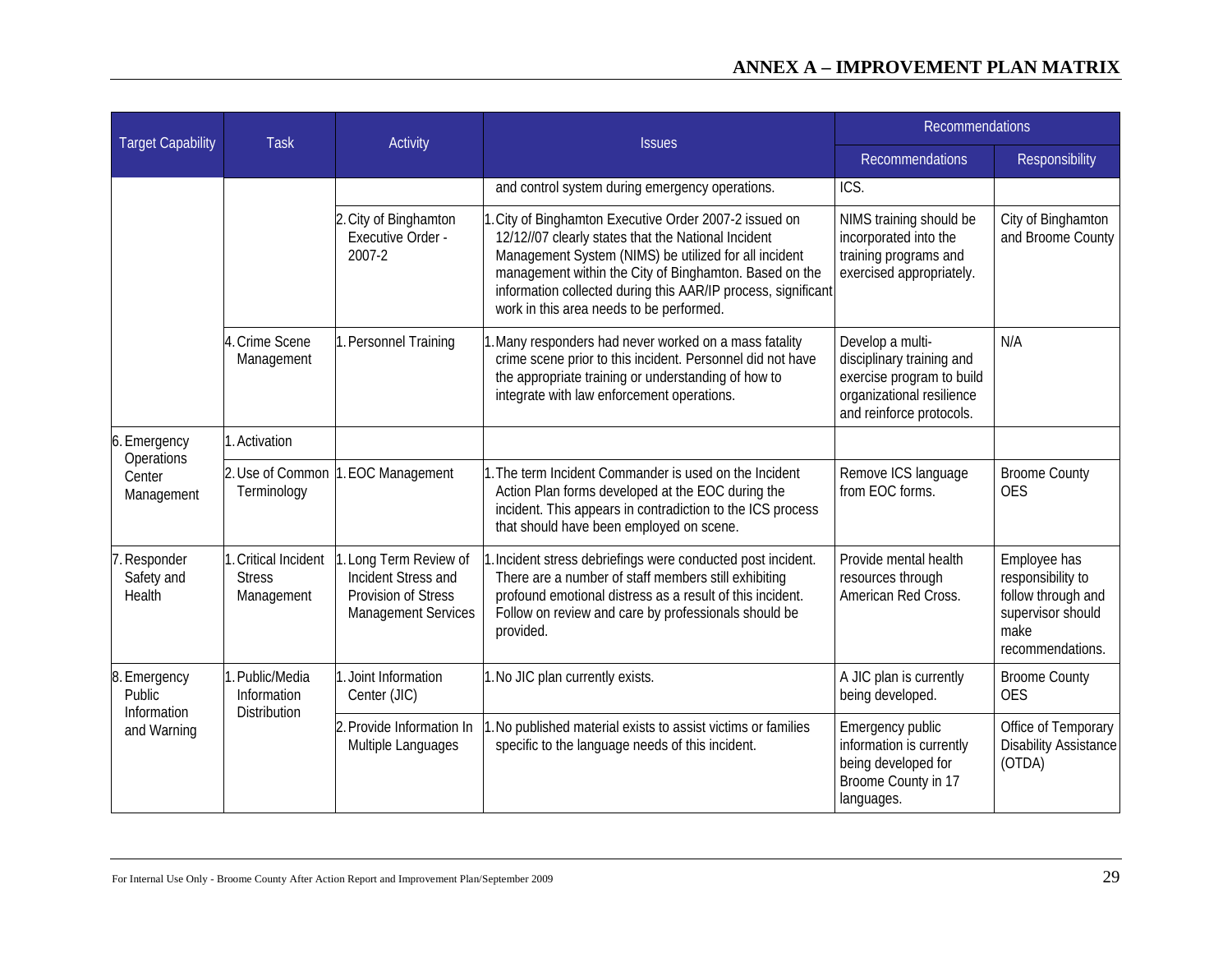## ANNEX A – IMPROVEMENT PLAN MATRIX

| Target Capability | Task | Activity | Issues | Recommendations | |
|---|---|---|---|---|---|
| | | | | Recommendations | Responsibility |
| | | | and control system during emergency operations. | ICS. | |
| | | 2. City of Binghamton Executive Order - 2007-2 | 1. City of Binghamton Executive Order 2007-2 issued on 12/12//07 clearly states that the National Incident Management System (NIMS) be utilized for all incident management within the City of Binghamton. Based on the information collected during this AAR/IP process, significant work in this area needs to be performed. | NIMS training should be incorporated into the training programs and exercised appropriately. | City of Binghamton and Broome County |
| | 4. Crime Scene Management | 1. Personnel Training | 1. Many responders had never worked on a mass fatality crime scene prior to this incident. Personnel did not have the appropriate training or understanding of how to integrate with law enforcement operations. | Develop a multi-disciplinary training and exercise program to build organizational resilience and reinforce protocols. | N/A |
| 6. Emergency Operations Center Management | 1. Activation | | | | |
| | 2. Use of Common Terminology | 1. EOC Management | 1. The term Incident Commander is used on the Incident Action Plan forms developed at the EOC during the incident. This appears in contradiction to the ICS process that should have been employed on scene. | Remove ICS language from EOC forms. | Broome County OES |
| 7. Responder Safety and Health | 1. Critical Incident Stress Management | 1. Long Term Review of Incident Stress and Provision of Stress Management Services | 1. Incident stress debriefings were conducted post incident. There are a number of staff members still exhibiting profound emotional distress as a result of this incident. Follow on review and care by professionals should be provided. | Provide mental health resources through American Red Cross. | Employee has responsibility to follow through and supervisor should make recommendations. |
| 8. Emergency Public Information and Warning | 1. Public/Media Information Distribution | 1. Joint Information Center (JIC) | 1. No JIC plan currently exists. | A JIC plan is currently being developed. | Broome County OES |
| | | 2. Provide Information In Multiple Languages | 1. No published material exists to assist victims or families specific to the language needs of this incident. | Emergency public information is currently being developed for Broome County in 17 languages. | Office of Temporary Disability Assistance (OTDA) |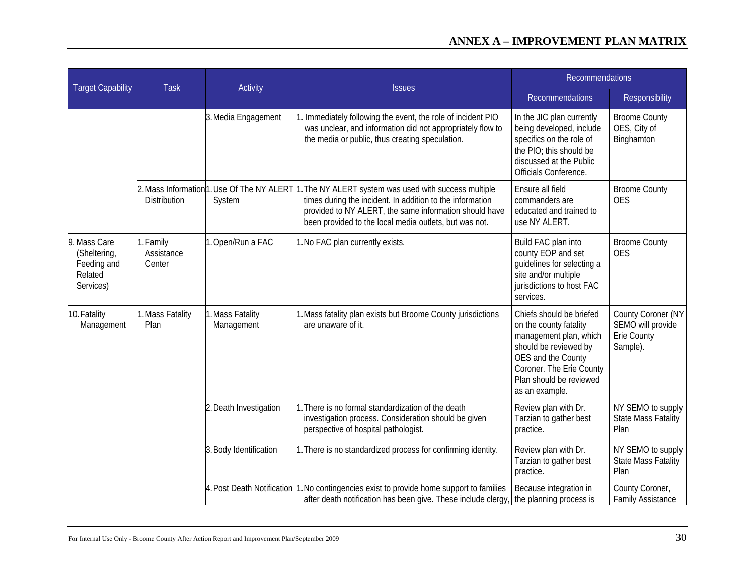## ANNEX A – IMPROVEMENT PLAN MATRIX

| Target Capability | Task | Activity | Issues | Recommendations | |
|---|---|---|---|---|---|
| | | | | Recommendations | Responsibility |
| | | 3. Media Engagement | 1. Immediately following the event, the role of incident PIO was unclear, and information did not appropriately flow to the media or public, thus creating speculation. | In the JIC plan currently being developed, include specifics on the role of the PIO; this should be discussed at the Public Officials Conference. | Broome County OES, City of Binghamton |
| | 2. Mass Information Distribution | 1. Use Of The NY ALERT System | 1. The NY ALERT system was used with success multiple times during the incident. In addition to the information provided to NY ALERT, the same information should have been provided to the local media outlets, but was not. | Ensure all field commanders are educated and trained to use NY ALERT. | Broome County OES |
| 9. Mass Care (Sheltering, Feeding and Related Services) | 1. Family Assistance Center | 1. Open/Run a FAC | 1. No FAC plan currently exists. | Build FAC plan into county EOP and set guidelines for selecting a site and/or multiple jurisdictions to host FAC services. | Broome County OES |
| 10. Fatality Management | 1. Mass Fatality Plan | 1. Mass Fatality Management | 1. Mass fatality plan exists but Broome County jurisdictions are unaware of it. | Chiefs should be briefed on the county fatality management plan, which should be reviewed by OES and the County Coroner. The Erie County Plan should be reviewed as an example. | County Coroner (NY SEMO will provide Erie County Sample). |
| | | 2. Death Investigation | 1. There is no formal standardization of the death investigation process. Consideration should be given perspective of hospital pathologist. | Review plan with Dr. Tarzian to gather best practice. | NY SEMO to supply State Mass Fatality Plan |
| | | 3. Body Identification | 1. There is no standardized process for confirming identity. | Review plan with Dr. Tarzian to gather best practice. | NY SEMO to supply State Mass Fatality Plan |
| | | 4. Post Death Notification | 1. No contingencies exist to provide home support to families after death notification has been give. These include clergy, | Because integration in the planning process is | County Coroner, Family Assistance |

For Internal Use Only - Broome County After Action Report and Improvement Plan/September 2009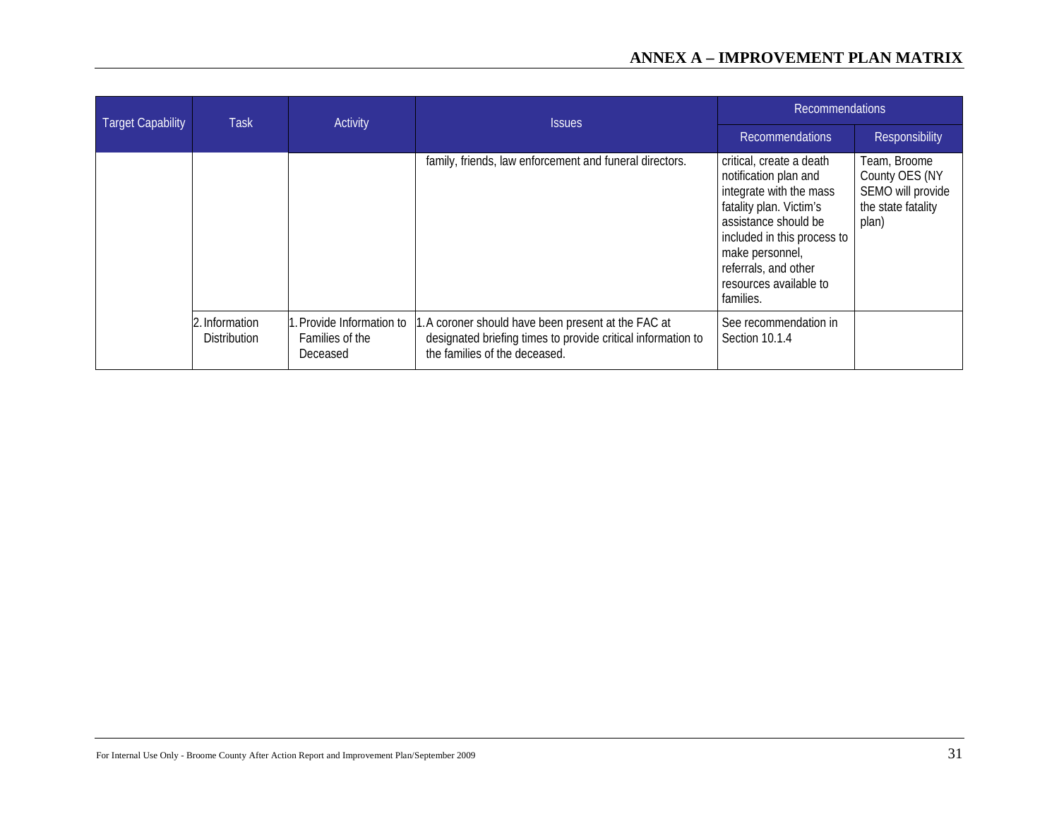# ANNEX A – IMPROVEMENT PLAN MATRIX

| Target Capability | Task | Activity | Issues | Recommendations | |
|---|---|---|---|---|---|
| | | | | Recommendations | Responsibility |
| | | | family, friends, law enforcement and funeral directors. | critical, create a death notification plan and integrate with the mass fatality plan. Victim's assistance should be included in this process to make personnel, referrals, and other resources available to families. | Team, Broome County OES (NY SEMO will provide the state fatality plan) |
| | 2. Information Distribution | 1. Provide Information to Families of the Deceased | 1. A coroner should have been present at the FAC at designated briefing times to provide critical information to the families of the deceased. | See recommendation in Section 10.1.4 | |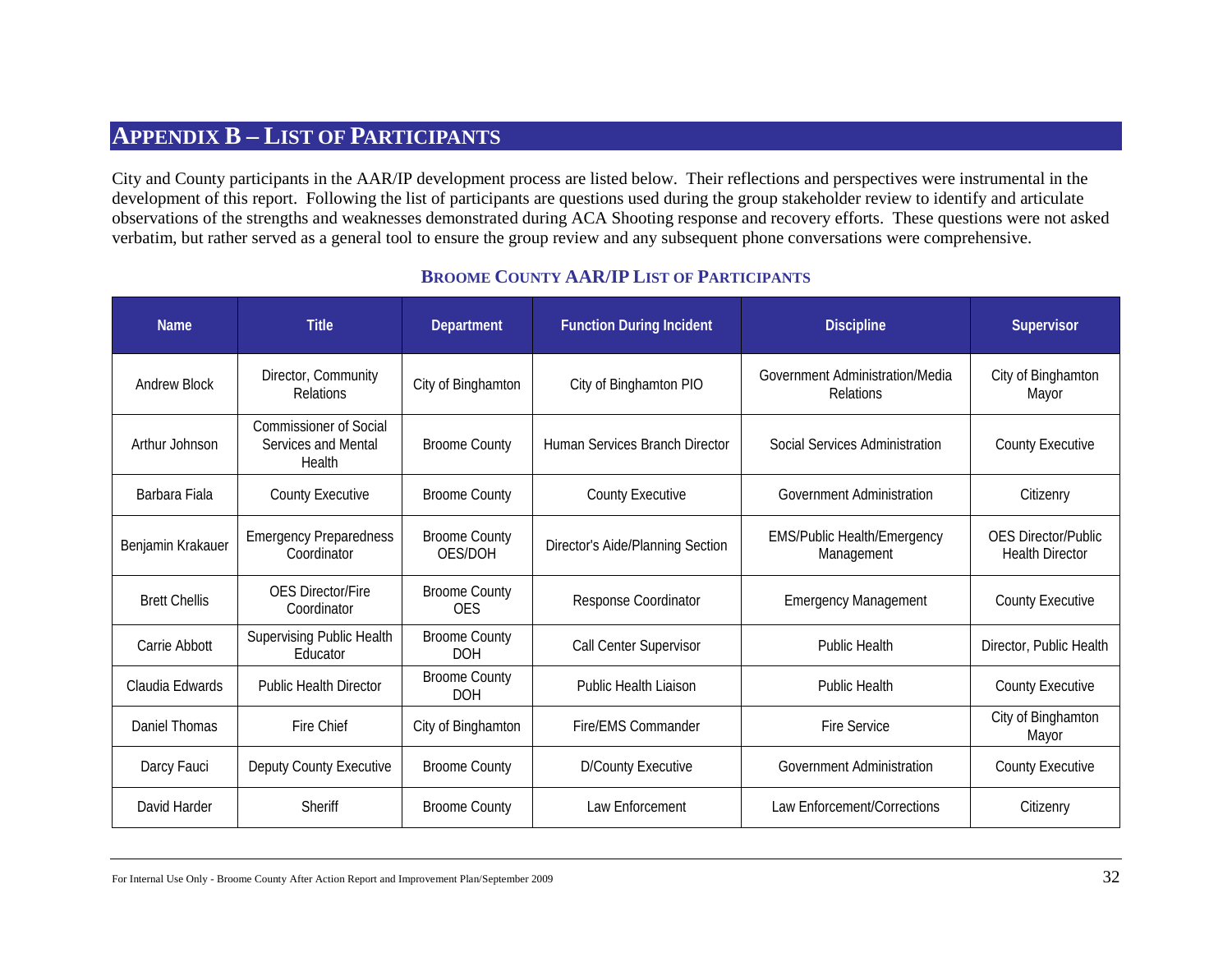# Appendix B – List of Participants

City and County participants in the AAR/IP development process are listed below. Their reflections and perspectives were instrumental in the development of this report. Following the list of participants are questions used during the group stakeholder review to identify and articulate observations of the strengths and weaknesses demonstrated during ACA Shooting response and recovery efforts. These questions were not asked verbatim, but rather served as a general tool to ensure the group review and any subsequent phone conversations were comprehensive.

### Broome County AAR/IP List of Participants

| Name | Title | Department | Function During Incident | Discipline | Supervisor |
|---|---|---|---|---|---|
| Andrew Block | Director, Community Relations | City of Binghamton | City of Binghamton PIO | Government Administration/Media Relations | City of Binghamton Mayor |
| Arthur Johnson | Commissioner of Social Services and Mental Health | Broome County | Human Services Branch Director | Social Services Administration | County Executive |
| Barbara Fiala | County Executive | Broome County | County Executive | Government Administration | Citizenry |
| Benjamin Krakauer | Emergency Preparedness Coordinator | Broome County OES/DOH | Director's Aide/Planning Section | EMS/Public Health/Emergency Management | OES Director/Public Health Director |
| Brett Chellis | OES Director/Fire Coordinator | Broome County OES | Response Coordinator | Emergency Management | County Executive |
| Carrie Abbott | Supervising Public Health Educator | Broome County DOH | Call Center Supervisor | Public Health | Director, Public Health |
| Claudia Edwards | Public Health Director | Broome County DOH | Public Health Liaison | Public Health | County Executive |
| Daniel Thomas | Fire Chief | City of Binghamton | Fire/EMS Commander | Fire Service | City of Binghamton Mayor |
| Darcy Fauci | Deputy County Executive | Broome County | D/County Executive | Government Administration | County Executive |
| David Harder | Sheriff | Broome County | Law Enforcement | Law Enforcement/Corrections | Citizenry |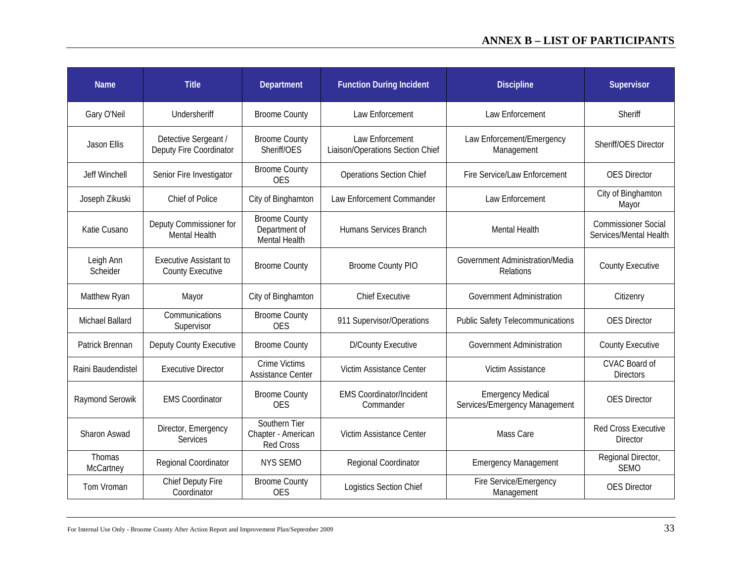# ANNEX B – LIST OF PARTICIPANTS

| Name | Title | Department | Function During Incident | Discipline | Supervisor |
|---|---|---|---|---|---|
| Gary O'Neil | Undersheriff | Broome County | Law Enforcement | Law Enforcement | Sheriff |
| Jason Ellis | Detective Sergeant / Deputy Fire Coordinator | Broome County Sheriff/OES | Law Enforcement Liaison/Operations Section Chief | Law Enforcement/Emergency Management | Sheriff/OES Director |
| Jeff Winchell | Senior Fire Investigator | Broome County OES | Operations Section Chief | Fire Service/Law Enforcement | OES Director |
| Joseph Zikuski | Chief of Police | City of Binghamton | Law Enforcement Commander | Law Enforcement | City of Binghamton Mayor |
| Katie Cusano | Deputy Commissioner for Mental Health | Broome County Department of Mental Health | Humans Services Branch | Mental Health | Commissioner Social Services/Mental Health |
| Leigh Ann Scheider | Executive Assistant to County Executive | Broome County | Broome County PIO | Government Administration/Media Relations | County Executive |
| Matthew Ryan | Mayor | City of Binghamton | Chief Executive | Government Administration | Citizenry |
| Michael Ballard | Communications Supervisor | Broome County OES | 911 Supervisor/Operations | Public Safety Telecommunications | OES Director |
| Patrick Brennan | Deputy County Executive | Broome County | D/County Executive | Government Administration | County Executive |
| Raini Baudendistel | Executive Director | Crime Victims Assistance Center | Victim Assistance Center | Victim Assistance | CVAC Board of Directors |
| Raymond Serowik | EMS Coordinator | Broome County OES | EMS Coordinator/Incident Commander | Emergency Medical Services/Emergency Management | OES Director |
| Sharon Aswad | Director, Emergency Services | Southern Tier Chapter - American Red Cross | Victim Assistance Center | Mass Care | Red Cross Executive Director |
| Thomas McCartney | Regional Coordinator | NYS SEMO | Regional Coordinator | Emergency Management | Regional Director, SEMO |
| Tom Vroman | Chief Deputy Fire Coordinator | Broome County OES | Logistics Section Chief | Fire Service/Emergency Management | OES Director |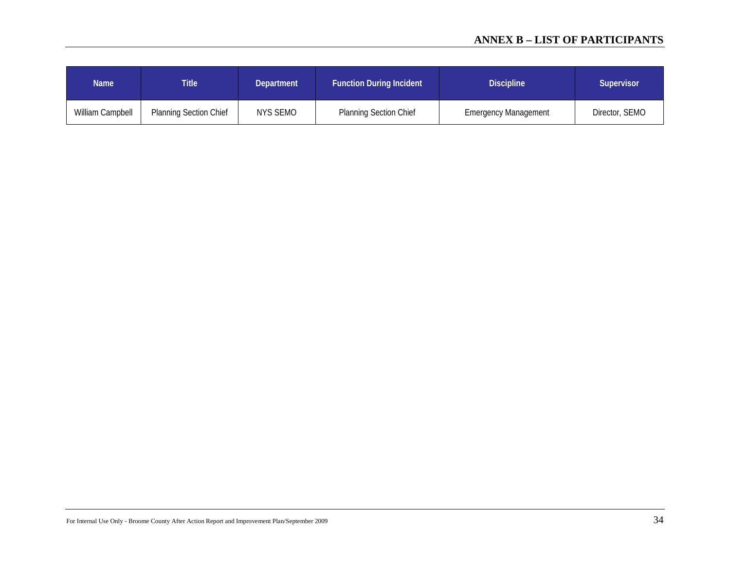| Name | Title | Department | Function During Incident | Discipline | Supervisor |
|---|---|---|---|---|---|
| William Campbell | Planning Section Chief | NYS SEMO | Planning Section Chief | Emergency Management | Director, SEMO |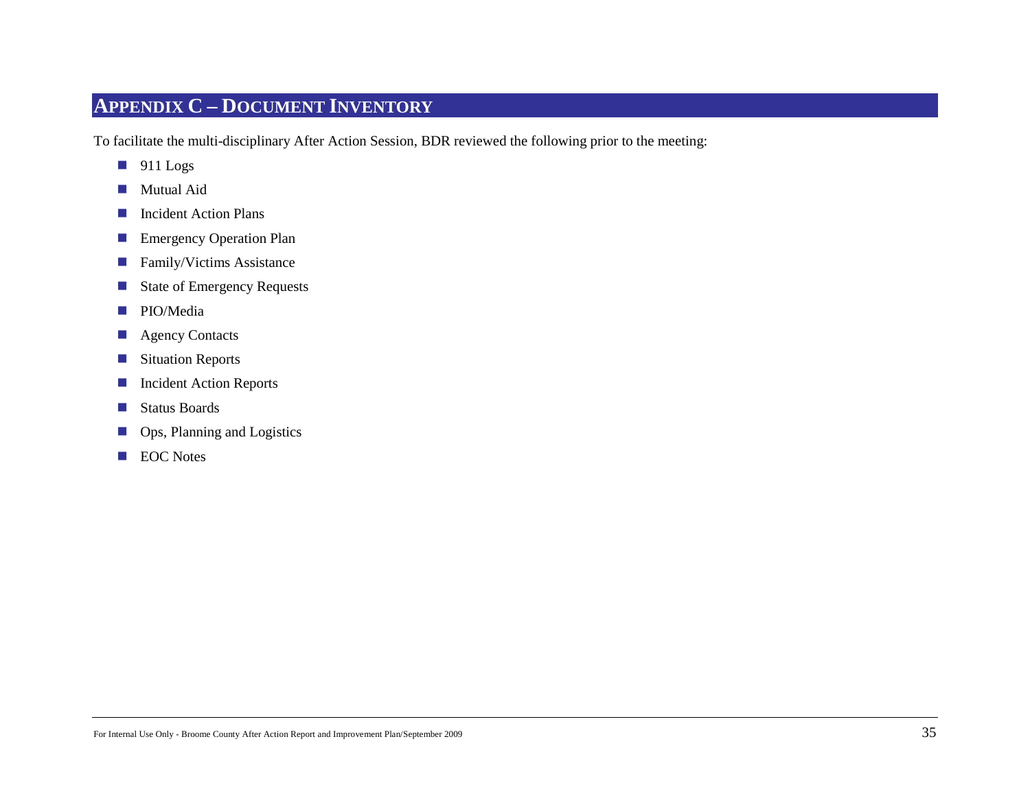## Appendix C – Document Inventory

To facilitate the multi-disciplinary After Action Session, BDR reviewed the following prior to the meeting:

- 911 Logs
- Mutual Aid
- Incident Action Plans
- Emergency Operation Plan
- Family/Victims Assistance
- State of Emergency Requests
- PIO/Media
- Agency Contacts
- Situation Reports
- Incident Action Reports
- Status Boards
- Ops, Planning and Logistics
- EOC Notes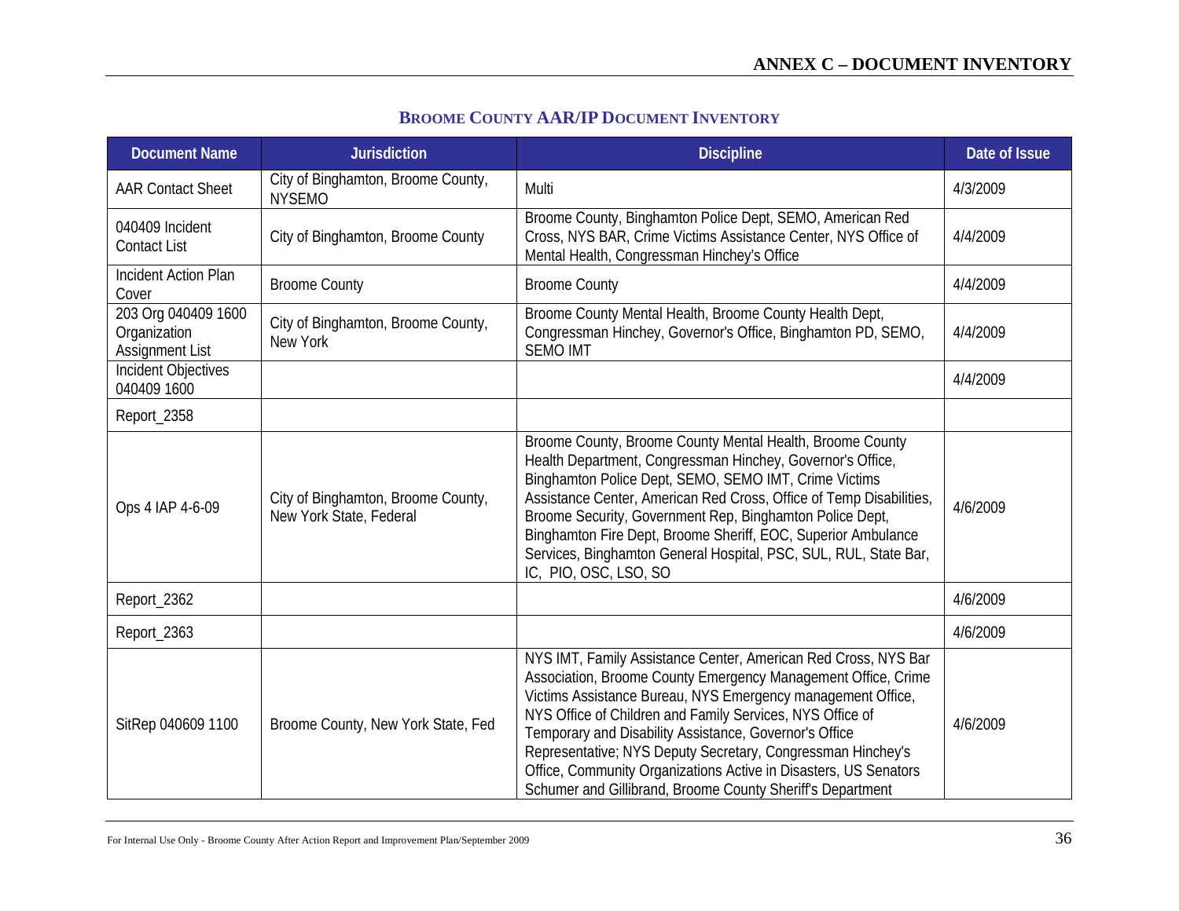## Broome County AAR/IP Document Inventory

| Document Name | Jurisdiction | Discipline | Date of Issue |
|---|---|---|---|
| AAR Contact Sheet | City of Binghamton, Broome County, NYSEMO | Multi | 4/3/2009 |
| 040409 Incident Contact List | City of Binghamton, Broome County | Broome County, Binghamton Police Dept, SEMO, American Red Cross, NYS BAR, Crime Victims Assistance Center, NYS Office of Mental Health, Congressman Hinchey's Office | 4/4/2009 |
| Incident Action Plan Cover | Broome County | Broome County | 4/4/2009 |
| 203 Org 040409 1600 Organization Assignment List | City of Binghamton, Broome County, New York | Broome County Mental Health, Broome County Health Dept, Congressman Hinchey, Governor's Office, Binghamton PD, SEMO, SEMO IMT | 4/4/2009 |
| Incident Objectives 040409 1600 | | | 4/4/2009 |
| Report_2358 | | | |
| Ops 4 IAP 4-6-09 | City of Binghamton, Broome County, New York State, Federal | Broome County, Broome County Mental Health, Broome County Health Department, Congressman Hinchey, Governor's Office, Binghamton Police Dept, SEMO, SEMO IMT, Crime Victims Assistance Center, American Red Cross, Office of Temp Disabilities, Broome Security, Government Rep, Binghamton Police Dept, Binghamton Fire Dept, Broome Sheriff, EOC, Superior Ambulance Services, Binghamton General Hospital, PSC, SUL, RUL, State Bar, IC, PIO, OSC, LSO, SO | 4/6/2009 |
| Report_2362 | | | 4/6/2009 |
| Report_2363 | | | 4/6/2009 |
| SitRep 040609 1100 | Broome County, New York State, Fed | NYS IMT, Family Assistance Center, American Red Cross, NYS Bar Association, Broome County Emergency Management Office, Crime Victims Assistance Bureau, NYS Emergency management Office, NYS Office of Children and Family Services, NYS Office of Temporary and Disability Assistance, Governor's Office Representative; NYS Deputy Secretary, Congressman Hinchey's Office, Community Organizations Active in Disasters, US Senators Schumer and Gillibrand, Broome County Sheriff's Department | 4/6/2009 |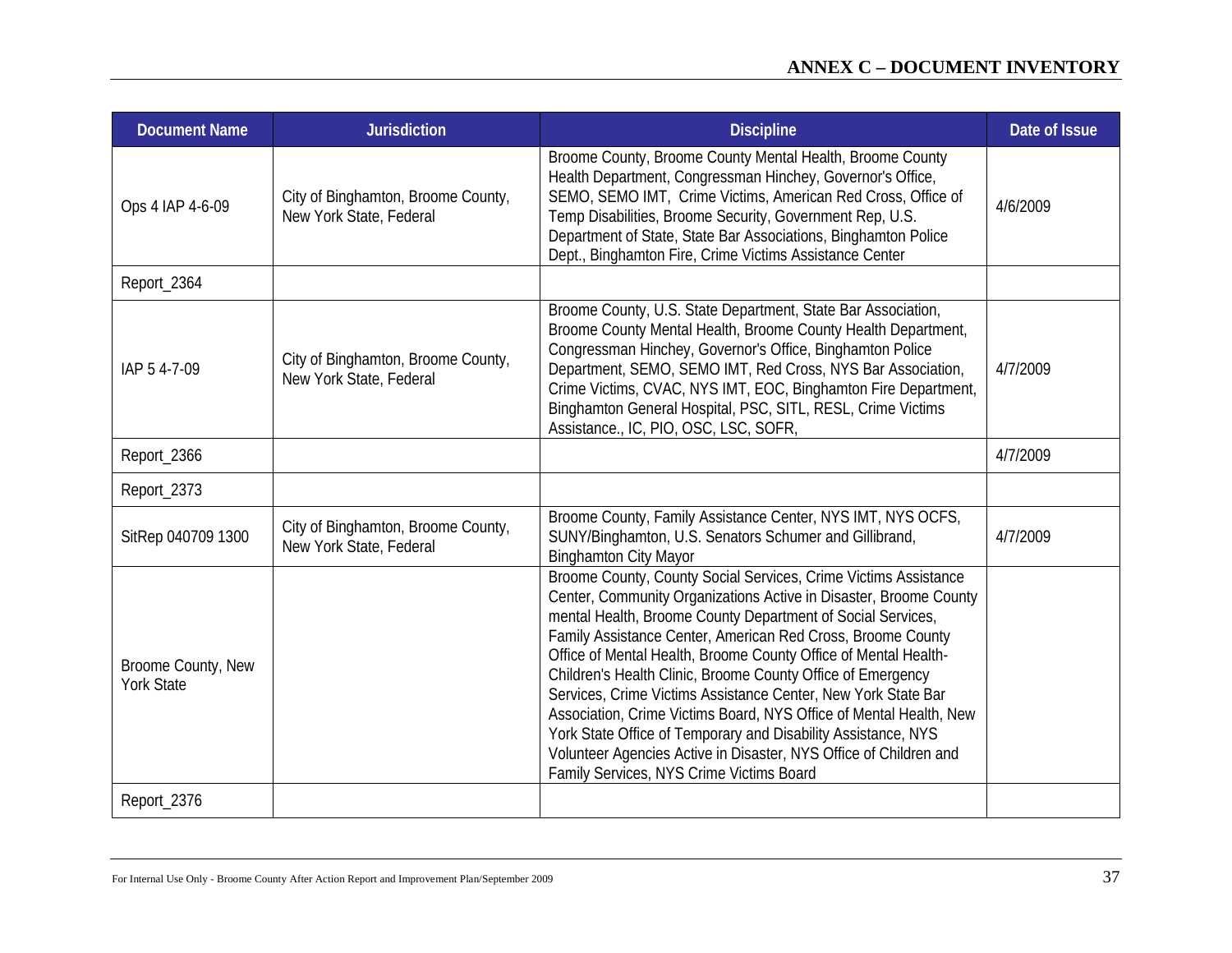## ANNEX C – DOCUMENT INVENTORY

| Document Name | Jurisdiction | Discipline | Date of Issue |
|---|---|---|---|
| Ops 4 IAP 4-6-09 | City of Binghamton, Broome County, New York State, Federal | Broome County, Broome County Mental Health, Broome County Health Department, Congressman Hinchey, Governor's Office, SEMO, SEMO IMT, Crime Victims, American Red Cross, Office of Temp Disabilities, Broome Security, Government Rep, U.S. Department of State, State Bar Associations, Binghamton Police Dept., Binghamton Fire, Crime Victims Assistance Center | 4/6/2009 |
| Report_2364 | | | |
| IAP 5 4-7-09 | City of Binghamton, Broome County, New York State, Federal | Broome County, U.S. State Department, State Bar Association, Broome County Mental Health, Broome County Health Department, Congressman Hinchey, Governor's Office, Binghamton Police Department, SEMO, SEMO IMT, Red Cross, NYS Bar Association, Crime Victims, CVAC, NYS IMT, EOC, Binghamton Fire Department, Binghamton General Hospital, PSC, SITL, RESL, Crime Victims Assistance., IC, PIO, OSC, LSC, SOFR, | 4/7/2009 |
| Report_2366 | | | 4/7/2009 |
| Report_2373 | | | |
| SitRep 040709 1300 | City of Binghamton, Broome County, New York State, Federal | Broome County, Family Assistance Center, NYS IMT, NYS OCFS, SUNY/Binghamton, U.S. Senators Schumer and Gillibrand, Binghamton City Mayor | 4/7/2009 |
| Broome County, New York State | | Broome County, County Social Services, Crime Victims Assistance Center, Community Organizations Active in Disaster, Broome County mental Health, Broome County Department of Social Services, Family Assistance Center, American Red Cross, Broome County Office of Mental Health, Broome County Office of Mental Health-Children's Health Clinic, Broome County Office of Emergency Services, Crime Victims Assistance Center, New York State Bar Association, Crime Victims Board, NYS Office of Mental Health, New York State Office of Temporary and Disability Assistance, NYS Volunteer Agencies Active in Disaster, NYS Office of Children and Family Services, NYS Crime Victims Board | |
| Report_2376 | | | |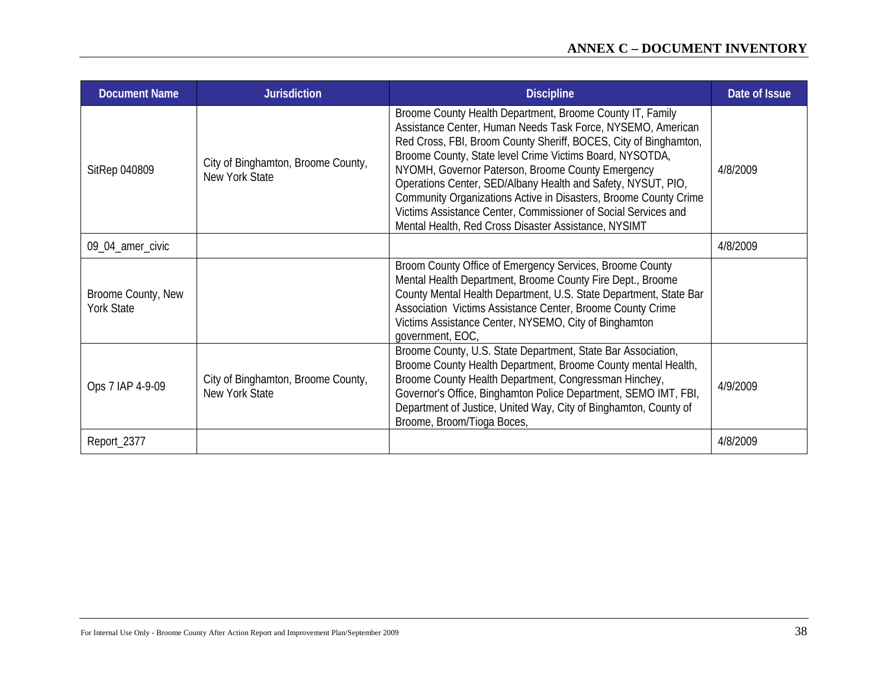## ANNEX C – DOCUMENT INVENTORY

| Document Name | Jurisdiction | Discipline | Date of Issue |
|---|---|---|---|
| SitRep 040809 | City of Binghamton, Broome County, New York State | Broome County Health Department, Broome County IT, Family Assistance Center, Human Needs Task Force, NYSEMO, American Red Cross, FBI, Broom County Sheriff, BOCES, City of Binghamton, Broome County, State level Crime Victims Board, NYSOTDA, NYOMH, Governor Paterson, Broome County Emergency Operations Center, SED/Albany Health and Safety, NYSUT, PIO, Community Organizations Active in Disasters, Broome County Crime Victims Assistance Center, Commissioner of Social Services and Mental Health, Red Cross Disaster Assistance, NYSIMT | 4/8/2009 |
| 09_04_amer_civic | | | 4/8/2009 |
| Broome County, New York State | | Broom County Office of Emergency Services, Broome County Mental Health Department, Broome County Fire Dept., Broome County Mental Health Department, U.S. State Department, State Bar Association Victims Assistance Center, Broome County Crime Victims Assistance Center, NYSEMO, City of Binghamton government, EOC, | |
| Ops 7 IAP 4-9-09 | City of Binghamton, Broome County, New York State | Broome County, U.S. State Department, State Bar Association, Broome County Health Department, Broome County mental Health, Broome County Health Department, Congressman Hinchey, Governor's Office, Binghamton Police Department, SEMO IMT, FBI, Department of Justice, United Way, City of Binghamton, County of Broome, Broom/Tioga Boces, | 4/9/2009 |
| Report_2377 | | | 4/8/2009 |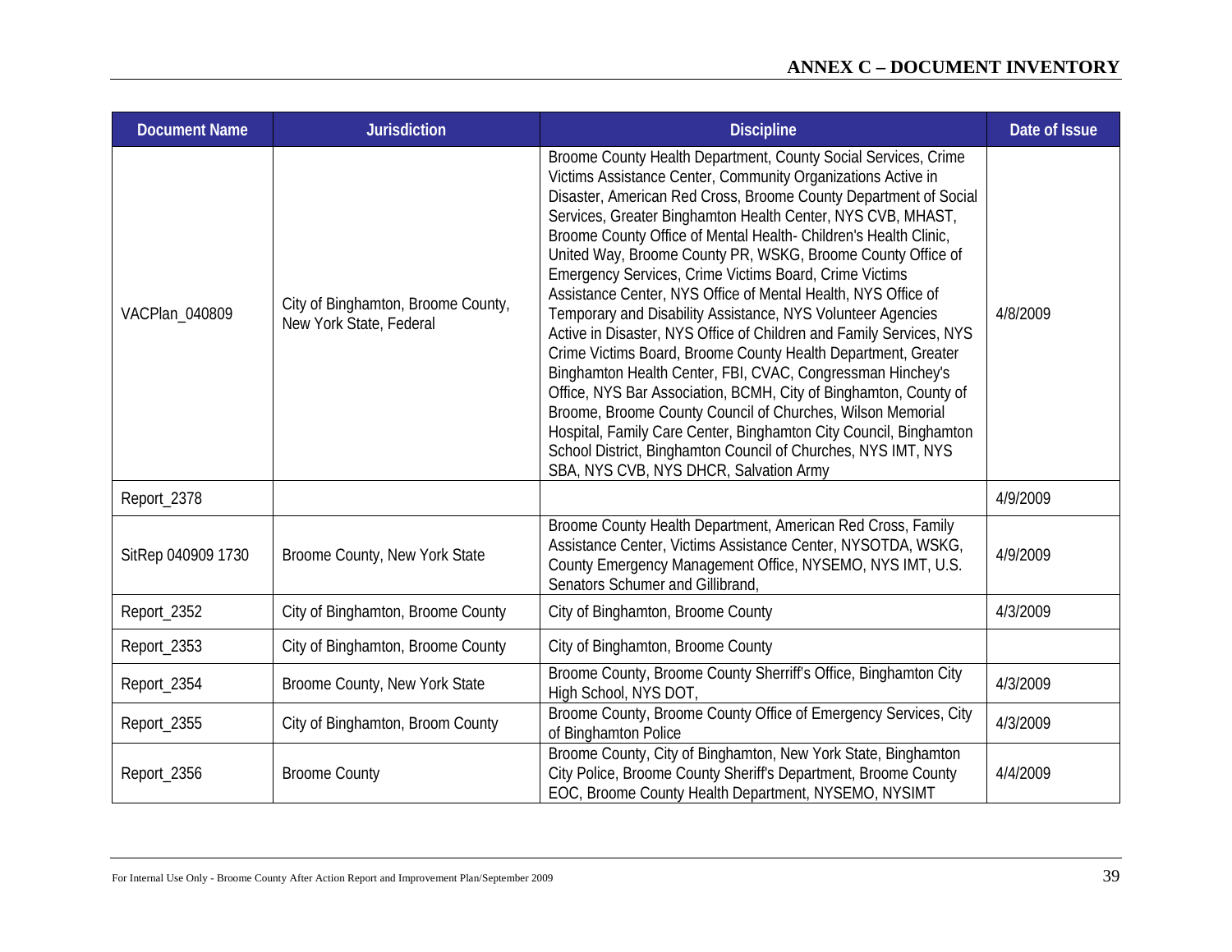## ANNEX C – DOCUMENT INVENTORY

| Document Name | Jurisdiction | Discipline | Date of Issue |
|---|---|---|---|
| VACPlan_040809 | City of Binghamton, Broome County, New York State, Federal | Broome County Health Department, County Social Services, Crime Victims Assistance Center, Community Organizations Active in Disaster, American Red Cross, Broome County Department of Social Services, Greater Binghamton Health Center, NYS CVB, MHAST, Broome County Office of Mental Health- Children's Health Clinic, United Way, Broome County PR, WSKG, Broome County Office of Emergency Services, Crime Victims Board, Crime Victims Assistance Center, NYS Office of Mental Health, NYS Office of Temporary and Disability Assistance, NYS Volunteer Agencies Active in Disaster, NYS Office of Children and Family Services, NYS Crime Victims Board, Broome County Health Department, Greater Binghamton Health Center, FBI, CVAC, Congressman Hinchey's Office, NYS Bar Association, BCMH, City of Binghamton, County of Broome, Broome County Council of Churches, Wilson Memorial Hospital, Family Care Center, Binghamton City Council, Binghamton School District, Binghamton Council of Churches, NYS IMT, NYS SBA, NYS CVB, NYS DHCR, Salvation Army | 4/8/2009 |
| Report_2378 | | | 4/9/2009 |
| SitRep 040909 1730 | Broome County, New York State | Broome County Health Department, American Red Cross, Family Assistance Center, Victims Assistance Center, NYSOTDA, WSKG, County Emergency Management Office, NYSEMO, NYS IMT, U.S. Senators Schumer and Gillibrand, | 4/9/2009 |
| Report_2352 | City of Binghamton, Broome County | City of Binghamton, Broome County | 4/3/2009 |
| Report_2353 | City of Binghamton, Broome County | City of Binghamton, Broome County | |
| Report_2354 | Broome County, New York State | Broome County, Broome County Sherriff's Office, Binghamton City High School, NYS DOT, | 4/3/2009 |
| Report_2355 | City of Binghamton, Broom County | Broome County, Broome County Office of Emergency Services, City of Binghamton Police | 4/3/2009 |
| Report_2356 | Broome County | Broome County, City of Binghamton, New York State, Binghamton City Police, Broome County Sheriff's Department, Broome County EOC, Broome County Health Department, NYSEMO, NYSIMT | 4/4/2009 |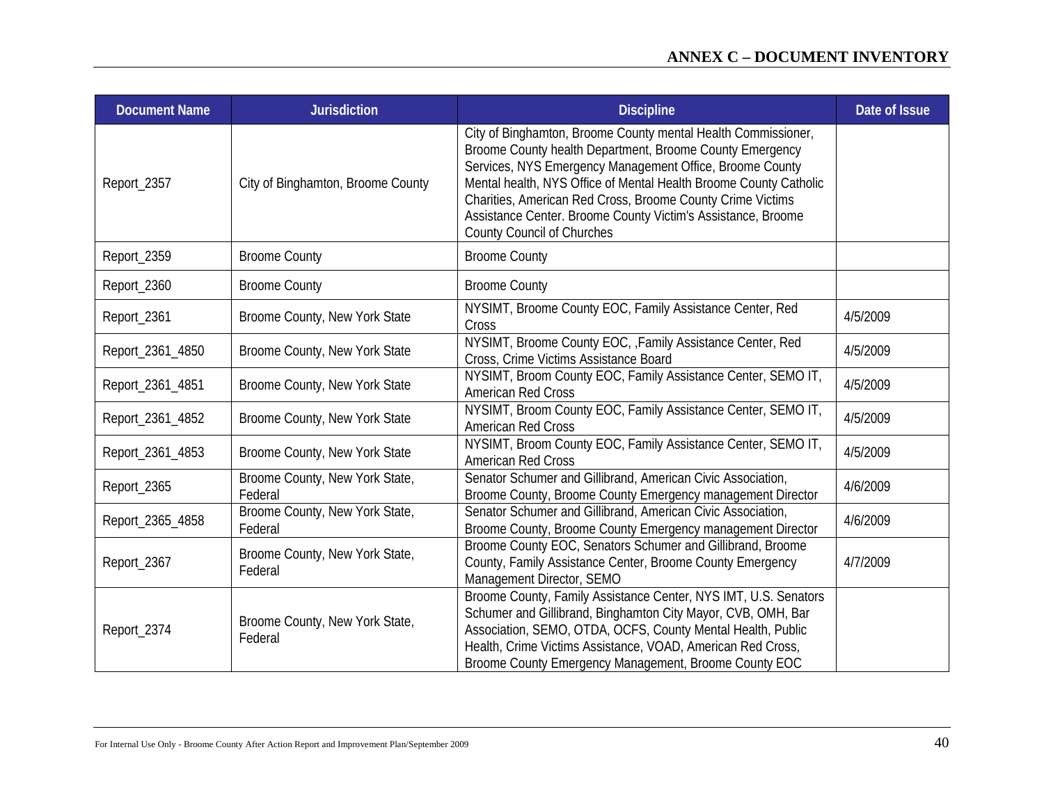## ANNEX C – DOCUMENT INVENTORY

| Document Name | Jurisdiction | Discipline | Date of Issue |
|---|---|---|---|
| Report_2357 | City of Binghamton, Broome County | City of Binghamton, Broome County mental Health Commissioner, Broome County health Department, Broome County Emergency Services, NYS Emergency Management Office, Broome County Mental health, NYS Office of Mental Health Broome County Catholic Charities, American Red Cross, Broome County Crime Victims Assistance Center. Broome County Victim's Assistance, Broome County Council of Churches | |
| Report_2359 | Broome County | Broome County | |
| Report_2360 | Broome County | Broome County | |
| Report_2361 | Broome County, New York State | NYSIMT, Broome County EOC, Family Assistance Center, Red Cross | 4/5/2009 |
| Report_2361_4850 | Broome County, New York State | NYSIMT, Broome County EOC, ,Family Assistance Center, Red Cross, Crime Victims Assistance Board | 4/5/2009 |
| Report_2361_4851 | Broome County, New York State | NYSIMT, Broom County EOC, Family Assistance Center, SEMO IT, American Red Cross | 4/5/2009 |
| Report_2361_4852 | Broome County, New York State | NYSIMT, Broom County EOC, Family Assistance Center, SEMO IT, American Red Cross | 4/5/2009 |
| Report_2361_4853 | Broome County, New York State | NYSIMT, Broom County EOC, Family Assistance Center, SEMO IT, American Red Cross | 4/5/2009 |
| Report_2365 | Broome County, New York State, Federal | Senator Schumer and Gillibrand, American Civic Association, Broome County, Broome County Emergency management Director | 4/6/2009 |
| Report_2365_4858 | Broome County, New York State, Federal | Senator Schumer and Gillibrand, American Civic Association, Broome County, Broome County Emergency management Director | 4/6/2009 |
| Report_2367 | Broome County, New York State, Federal | Broome County EOC, Senators Schumer and Gillibrand, Broome County, Family Assistance Center, Broome County Emergency Management Director, SEMO | 4/7/2009 |
| Report_2374 | Broome County, New York State, Federal | Broome County, Family Assistance Center, NYS IMT, U.S. Senators Schumer and Gillibrand, Binghamton City Mayor, CVB, OMH, Bar Association, SEMO, OTDA, OCFS, County Mental Health, Public Health, Crime Victims Assistance, VOAD, American Red Cross, Broome County Emergency Management, Broome County EOC | |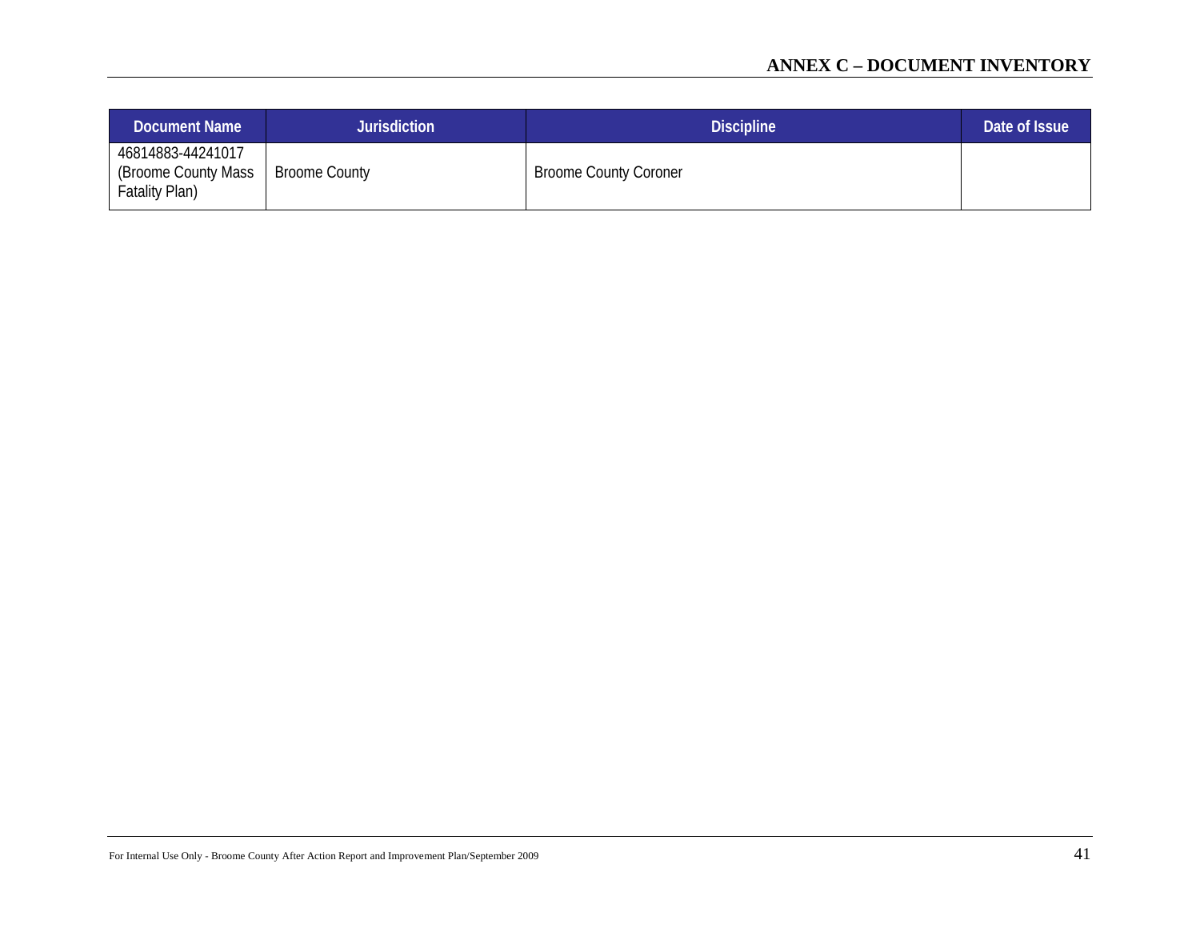## ANNEX C – DOCUMENT INVENTORY

| Document Name | Jurisdiction | Discipline | Date of Issue |
|---|---|---|---|
| 46814883-44241017 (Broome County Mass Fatality Plan) | Broome County | Broome County Coroner | |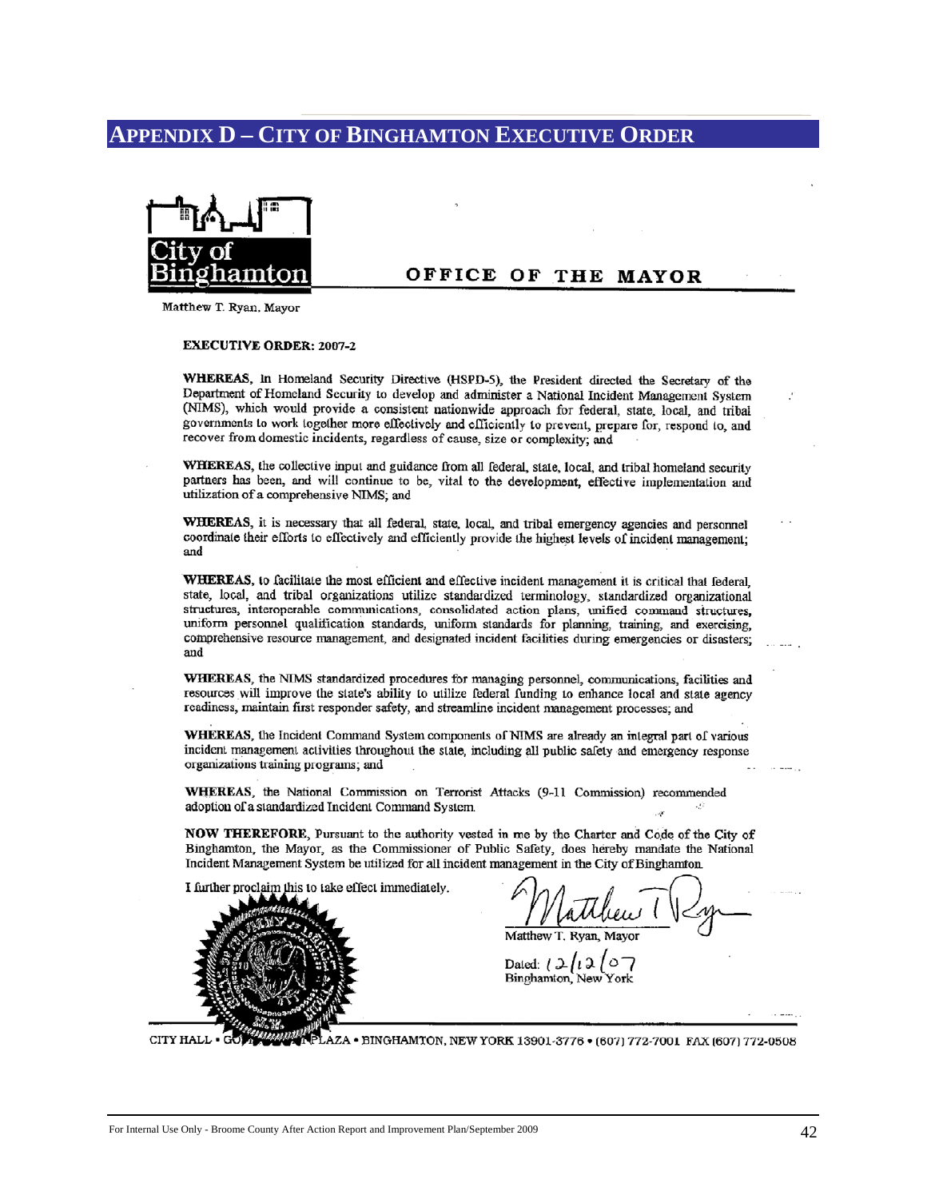# APPENDIX D – CITY OF BINGHAMTON EXECUTIVE ORDER

City of Binghamton

**OFFICE OF THE MAYOR**

Matthew T. Ryan, Mayor

**EXECUTIVE ORDER: 2007-2**

**WHEREAS**, In Homeland Security Directive (HSPD-5), the President directed the Secretary of the Department of Homeland Security to develop and administer a National Incident Management System (NIMS), which would provide a consistent nationwide approach for federal, state, local, and tribal governments to work together more effectively and efficiently to prevent, prepare for, respond to, and recover from domestic incidents, regardless of cause, size or complexity; and

**WHEREAS**, the collective input and guidance from all federal, state, local, and tribal homeland security partners has been, and will continue to be, vital to the development, effective implementation and utilization of a comprehensive NIMS; and

**WHEREAS**, it is necessary that all federal, state, local, and tribal emergency agencies and personnel coordinate their efforts to effectively and efficiently provide the highest levels of incident management; and

**WHEREAS**, to facilitate the most efficient and effective incident management it is critical that federal, state, local, and tribal organizations utilize standardized terminology, standardized organizational structures, interoperable communications, consolidated action plans, unified command structures, uniform personnel qualification standards, uniform standards for planning, training, and exercising, comprehensive resource management, and designated incident facilities during emergencies or disasters; and

**WHEREAS**, the NIMS standardized procedures for managing personnel, communications, facilities and resources will improve the state's ability to utilize federal funding to enhance local and state agency readiness, maintain first responder safety, and streamline incident management processes; and

**WHEREAS**, the Incident Command System components of NIMS are already an integral part of various incident management activities throughout the state, including all public safety and emergency response organizations training programs; and

**WHEREAS**, the National Commission on Terrorist Attacks (9-11 Commission) recommended adoption of a standardized Incident Command System.

**NOW THEREFORE**, Pursuant to the authority vested in me by the Charter and Code of the City of Binghamton, the Mayor, as the Commissioner of Public Safety, does hereby mandate the National Incident Management System be utilized for all incident management in the City of Binghamton.

I further proclaim this to take effect immediately.

Matthew T. Ryan, Mayor

Dated: 12/12/07
Binghamton, New York

CITY HALL • GOVERNMENT PLAZA • BINGHAMTON, NEW YORK 13901-3776 • (607) 772-7001 FAX (607) 772-0508